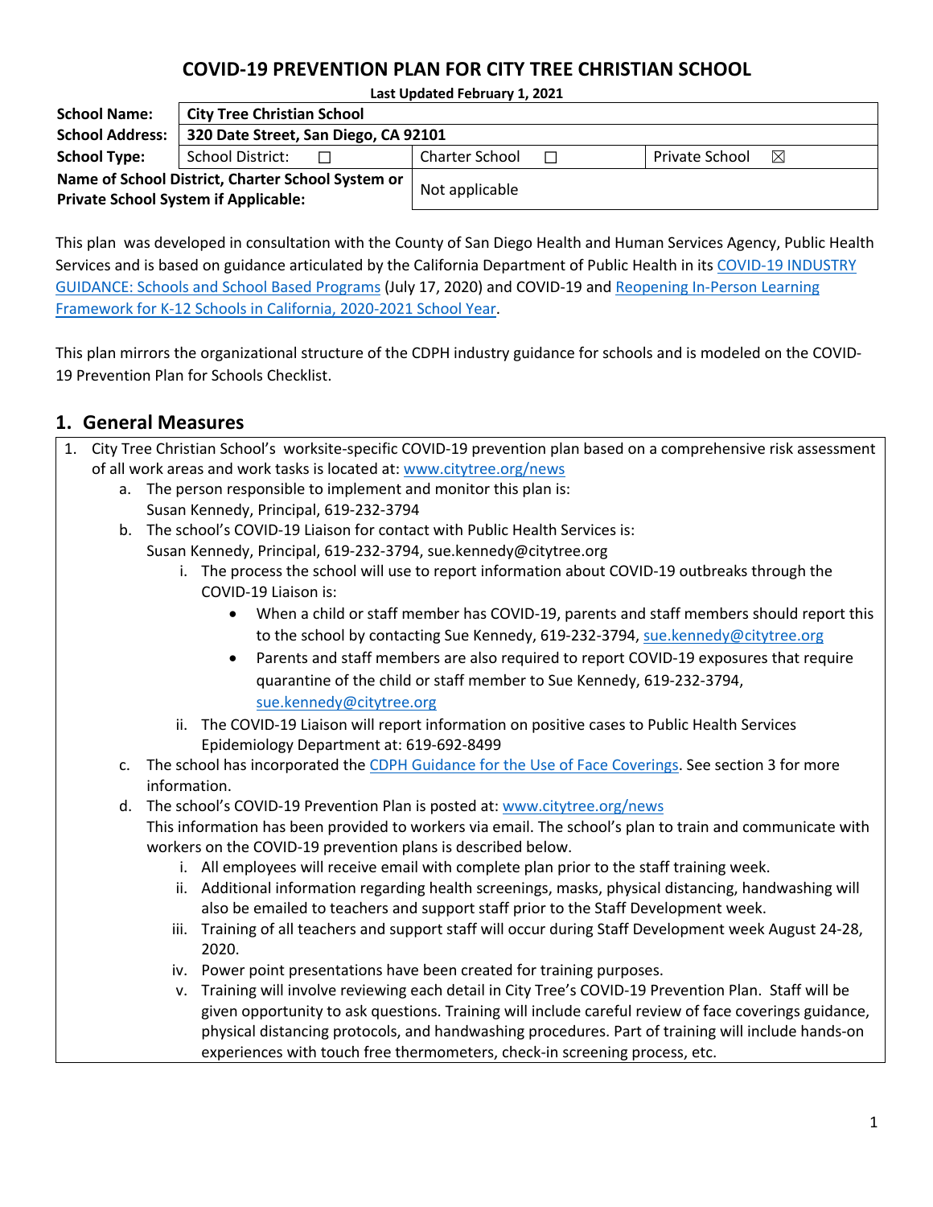# COVID-19 PREVENTION PLAN FOR CITY TREE CHRISTIAN SCHOOL

**Last Updated February 1, 2021**

| **School Name:** | **City Tree Christian School** | | |
|---|---|---|---|
| **School Address:** | **320 Date Street, San Diego, CA 92101** | | |
| **School Type:** | School District: ☐ | Charter School ☐ | Private School ☒ |
| **Name of School District, Charter School System or Private School System if Applicable:** | | Not applicable | |

This plan was developed in consultation with the County of San Diego Health and Human Services Agency, Public Health Services and is based on guidance articulated by the California Department of Public Health in its COVID-19 INDUSTRY GUIDANCE: Schools and School Based Programs (July 17, 2020) and COVID-19 and Reopening In-Person Learning Framework for K-12 Schools in California, 2020-2021 School Year.

This plan mirrors the organizational structure of the CDPH industry guidance for schools and is modeled on the COVID-19 Prevention Plan for Schools Checklist.

## 1. General Measures

1. City Tree Christian School's worksite-specific COVID-19 prevention plan based on a comprehensive risk assessment of all work areas and work tasks is located at: www.citytree.org/news
   a. The person responsible to implement and monitor this plan is:
      Susan Kennedy, Principal, 619-232-3794
   b. The school's COVID-19 Liaison for contact with Public Health Services is:
      Susan Kennedy, Principal, 619-232-3794, sue.kennedy@citytree.org
      i. The process the school will use to report information about COVID-19 outbreaks through the COVID-19 Liaison is:
         - When a child or staff member has COVID-19, parents and staff members should report this to the school by contacting Sue Kennedy, 619-232-3794, sue.kennedy@citytree.org
         - Parents and staff members are also required to report COVID-19 exposures that require quarantine of the child or staff member to Sue Kennedy, 619-232-3794, sue.kennedy@citytree.org
      ii. The COVID-19 Liaison will report information on positive cases to Public Health Services Epidemiology Department at: 619-692-8499
   c. The school has incorporated the CDPH Guidance for the Use of Face Coverings. See section 3 for more information.
   d. The school's COVID-19 Prevention Plan is posted at: www.citytree.org/news
      This information has been provided to workers via email. The school's plan to train and communicate with workers on the COVID-19 prevention plans is described below.
      i. All employees will receive email with complete plan prior to the staff training week.
      ii. Additional information regarding health screenings, masks, physical distancing, handwashing will also be emailed to teachers and support staff prior to the Staff Development week.
      iii. Training of all teachers and support staff will occur during Staff Development week August 24-28, 2020.
      iv. Power point presentations have been created for training purposes.
      v. Training will involve reviewing each detail in City Tree's COVID-19 Prevention Plan. Staff will be given opportunity to ask questions. Training will include careful review of face coverings guidance, physical distancing protocols, and handwashing procedures. Part of training will include hands-on experiences with touch free thermometers, check-in screening process, etc.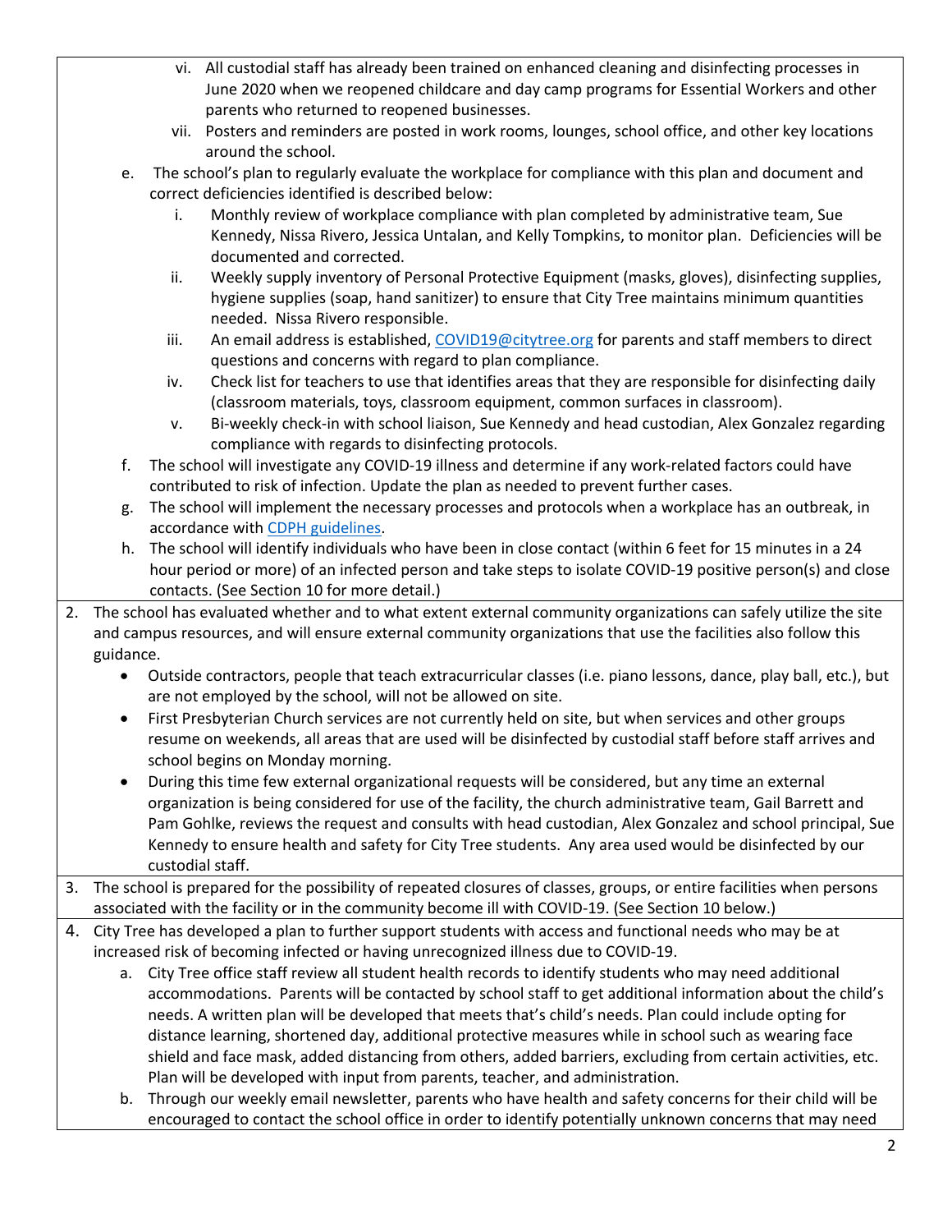- vi. All custodial staff has already been trained on enhanced cleaning and disinfecting processes in June 2020 when we reopened childcare and day camp programs for Essential Workers and other parents who returned to reopened businesses.
   - vii. Posters and reminders are posted in work rooms, lounges, school office, and other key locations around the school.

e. The school's plan to regularly evaluate the workplace for compliance with this plan and document and correct deficiencies identified is described below:
   - i. Monthly review of workplace compliance with plan completed by administrative team, Sue Kennedy, Nissa Rivero, Jessica Untalan, and Kelly Tompkins, to monitor plan. Deficiencies will be documented and corrected.
   - ii. Weekly supply inventory of Personal Protective Equipment (masks, gloves), disinfecting supplies, hygiene supplies (soap, hand sanitizer) to ensure that City Tree maintains minimum quantities needed. Nissa Rivero responsible.
   - iii. An email address is established, COVID19@citytree.org for parents and staff members to direct questions and concerns with regard to plan compliance.
   - iv. Check list for teachers to use that identifies areas that they are responsible for disinfecting daily (classroom materials, toys, classroom equipment, common surfaces in classroom).
   - v. Bi-weekly check-in with school liaison, Sue Kennedy and head custodian, Alex Gonzalez regarding compliance with regards to disinfecting protocols.

f. The school will investigate any COVID-19 illness and determine if any work-related factors could have contributed to risk of infection. Update the plan as needed to prevent further cases.

g. The school will implement the necessary processes and protocols when a workplace has an outbreak, in accordance with CDPH guidelines.

h. The school will identify individuals who have been in close contact (within 6 feet for 15 minutes in a 24 hour period or more) of an infected person and take steps to isolate COVID-19 positive person(s) and close contacts. (See Section 10 for more detail.)

2. The school has evaluated whether and to what extent external community organizations can safely utilize the site and campus resources, and will ensure external community organizations that use the facilities also follow this guidance.
   - Outside contractors, people that teach extracurricular classes (i.e. piano lessons, dance, play ball, etc.), but are not employed by the school, will not be allowed on site.
   - First Presbyterian Church services are not currently held on site, but when services and other groups resume on weekends, all areas that are used will be disinfected by custodial staff before staff arrives and school begins on Monday morning.
   - During this time few external organizational requests will be considered, but any time an external organization is being considered for use of the facility, the church administrative team, Gail Barrett and Pam Gohlke, reviews the request and consults with head custodian, Alex Gonzalez and school principal, Sue Kennedy to ensure health and safety for City Tree students. Any area used would be disinfected by our custodial staff.

3. The school is prepared for the possibility of repeated closures of classes, groups, or entire facilities when persons associated with the facility or in the community become ill with COVID-19. (See Section 10 below.)

4. City Tree has developed a plan to further support students with access and functional needs who may be at increased risk of becoming infected or having unrecognized illness due to COVID-19.
   a. City Tree office staff review all student health records to identify students who may need additional accommodations. Parents will be contacted by school staff to get additional information about the child's needs. A written plan will be developed that meets that's child's needs. Plan could include opting for distance learning, shortened day, additional protective measures while in school such as wearing face shield and face mask, added distancing from others, added barriers, excluding from certain activities, etc. Plan will be developed with input from parents, teacher, and administration.
   b. Through our weekly email newsletter, parents who have health and safety concerns for their child will be encouraged to contact the school office in order to identify potentially unknown concerns that may need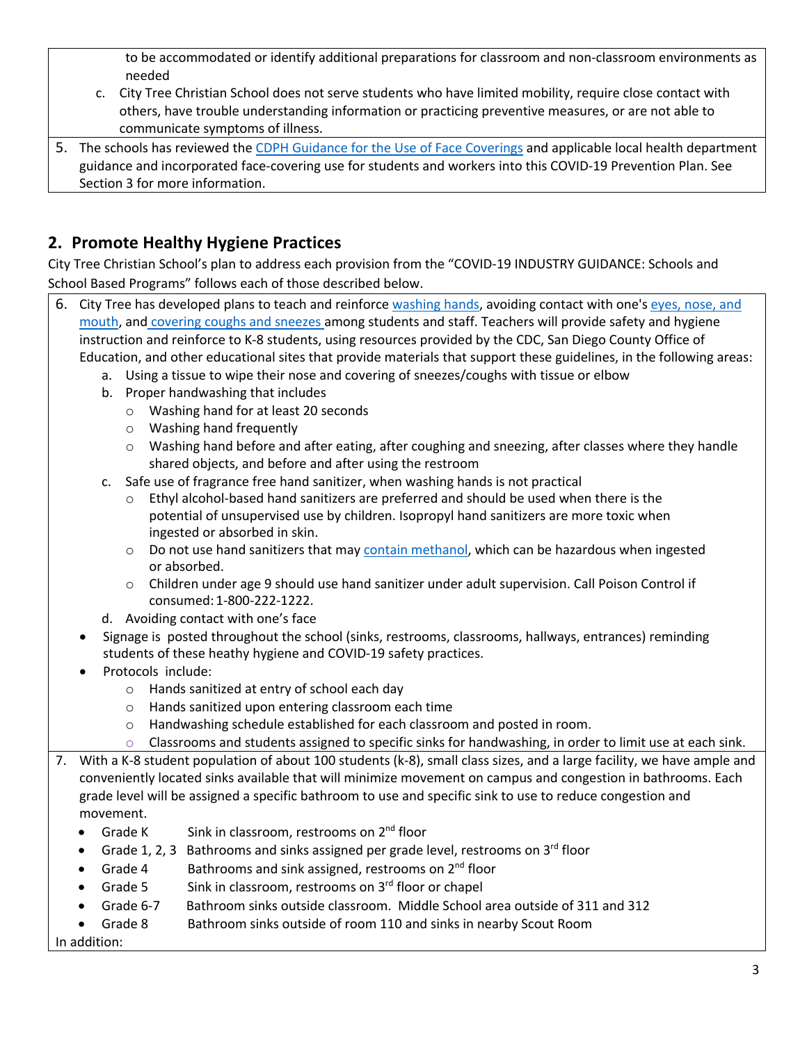to be accommodated or identify additional preparations for classroom and non-classroom environments as needed

c. City Tree Christian School does not serve students who have limited mobility, require close contact with others, have trouble understanding information or practicing preventive measures, or are not able to communicate symptoms of illness.

5. The schools has reviewed the CDPH Guidance for the Use of Face Coverings and applicable local health department guidance and incorporated face-covering use for students and workers into this COVID-19 Prevention Plan. See Section 3 for more information.

## 2. Promote Healthy Hygiene Practices

City Tree Christian School's plan to address each provision from the "COVID-19 INDUSTRY GUIDANCE: Schools and School Based Programs" follows each of those described below.

6. City Tree has developed plans to teach and reinforce washing hands, avoiding contact with one's eyes, nose, and mouth, and covering coughs and sneezes among students and staff. Teachers will provide safety and hygiene instruction and reinforce to K-8 students, using resources provided by the CDC, San Diego County Office of Education, and other educational sites that provide materials that support these guidelines, in the following areas:
   a. Using a tissue to wipe their nose and covering of sneezes/coughs with tissue or elbow
   b. Proper handwashing that includes
      - Washing hand for at least 20 seconds
      - Washing hand frequently
      - Washing hand before and after eating, after coughing and sneezing, after classes where they handle shared objects, and before and after using the restroom
   c. Safe use of fragrance free hand sanitizer, when washing hands is not practical
      - Ethyl alcohol-based hand sanitizers are preferred and should be used when there is the potential of unsupervised use by children. Isopropyl hand sanitizers are more toxic when ingested or absorbed in skin.
      - Do not use hand sanitizers that may contain methanol, which can be hazardous when ingested or absorbed.
      - Children under age 9 should use hand sanitizer under adult supervision. Call Poison Control if consumed: 1-800-222-1222.
   d. Avoiding contact with one's face

   - Signage is posted throughout the school (sinks, restrooms, classrooms, hallways, entrances) reminding students of these heathy hygiene and COVID-19 safety practices.
   - Protocols include:
      - Hands sanitized at entry of school each day
      - Hands sanitized upon entering classroom each time
      - Handwashing schedule established for each classroom and posted in room.
      - Classrooms and students assigned to specific sinks for handwashing, in order to limit use at each sink.

7. With a K-8 student population of about 100 students (k-8), small class sizes, and a large facility, we have ample and conveniently located sinks available that will minimize movement on campus and congestion in bathrooms. Each grade level will be assigned a specific bathroom to use and specific sink to use to reduce congestion and movement.
   - Grade K — Sink in classroom, restrooms on 2nd floor
   - Grade 1, 2, 3 — Bathrooms and sinks assigned per grade level, restrooms on 3rd floor
   - Grade 4 — Bathrooms and sink assigned, restrooms on 2nd floor
   - Grade 5 — Sink in classroom, restrooms on 3rd floor or chapel
   - Grade 6-7 — Bathroom sinks outside classroom. Middle School area outside of 311 and 312
   - Grade 8 — Bathroom sinks outside of room 110 and sinks in nearby Scout Room

In addition: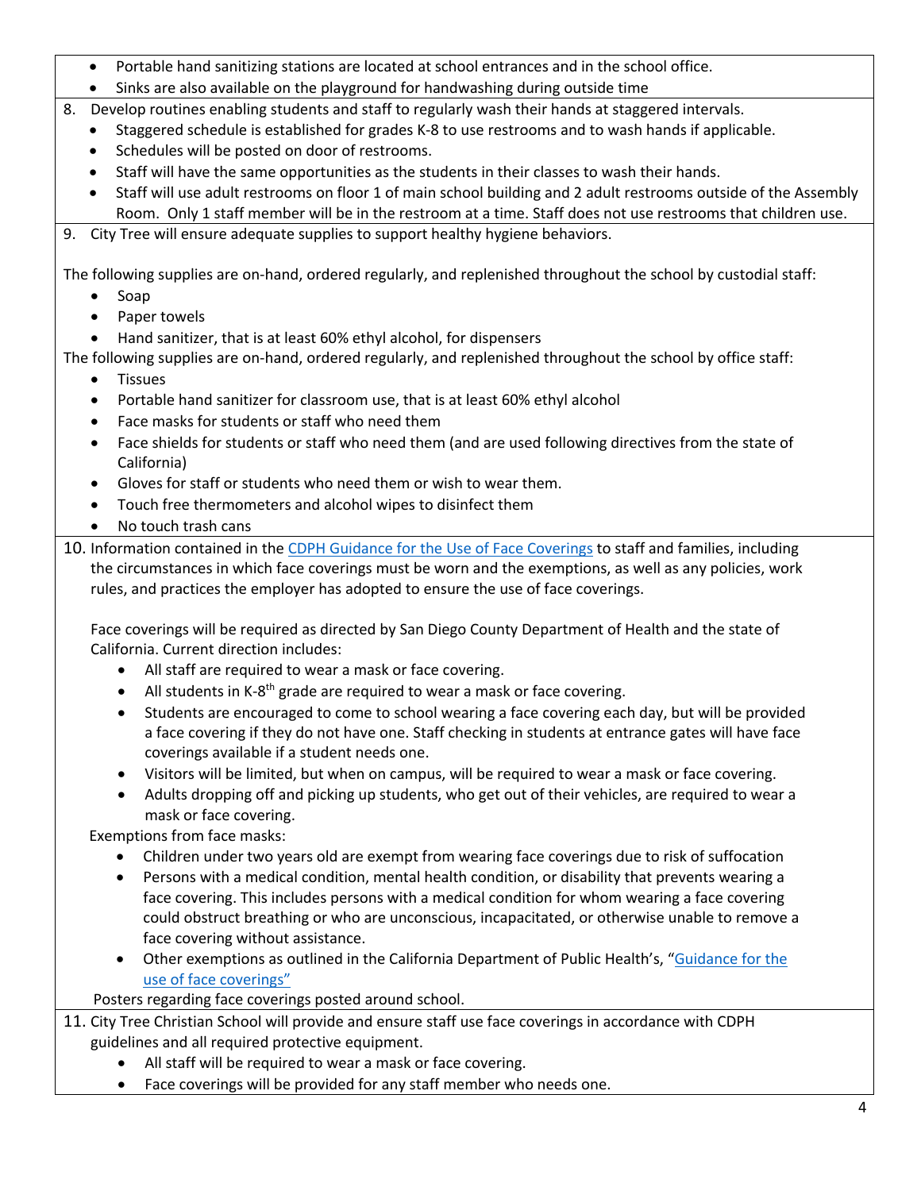- Portable hand sanitizing stations are located at school entrances and in the school office.
- Sinks are also available on the playground for handwashing during outside time

8. Develop routines enabling students and staff to regularly wash their hands at staggered intervals.
   - Staggered schedule is established for grades K-8 to use restrooms and to wash hands if applicable.
   - Schedules will be posted on door of restrooms.
   - Staff will have the same opportunities as the students in their classes to wash their hands.
   - Staff will use adult restrooms on floor 1 of main school building and 2 adult restrooms outside of the Assembly Room. Only 1 staff member will be in the restroom at a time. Staff does not use restrooms that children use.

9. City Tree will ensure adequate supplies to support healthy hygiene behaviors.

The following supplies are on-hand, ordered regularly, and replenished throughout the school by custodial staff:

- Soap
- Paper towels
- Hand sanitizer, that is at least 60% ethyl alcohol, for dispensers

The following supplies are on-hand, ordered regularly, and replenished throughout the school by office staff:

- Tissues
- Portable hand sanitizer for classroom use, that is at least 60% ethyl alcohol
- Face masks for students or staff who need them
- Face shields for students or staff who need them (and are used following directives from the state of California)
- Gloves for staff or students who need them or wish to wear them.
- Touch free thermometers and alcohol wipes to disinfect them
- No touch trash cans

10. Information contained in the CDPH Guidance for the Use of Face Coverings to staff and families, including the circumstances in which face coverings must be worn and the exemptions, as well as any policies, work rules, and practices the employer has adopted to ensure the use of face coverings.

    Face coverings will be required as directed by San Diego County Department of Health and the state of California. Current direction includes:
    - All staff are required to wear a mask or face covering.
    - All students in K-8th grade are required to wear a mask or face covering.
    - Students are encouraged to come to school wearing a face covering each day, but will be provided a face covering if they do not have one. Staff checking in students at entrance gates will have face coverings available if a student needs one.
    - Visitors will be limited, but when on campus, will be required to wear a mask or face covering.
    - Adults dropping off and picking up students, who get out of their vehicles, are required to wear a mask or face covering.

    Exemptions from face masks:
    - Children under two years old are exempt from wearing face coverings due to risk of suffocation
    - Persons with a medical condition, mental health condition, or disability that prevents wearing a face covering. This includes persons with a medical condition for whom wearing a face covering could obstruct breathing or who are unconscious, incapacitated, or otherwise unable to remove a face covering without assistance.
    - Other exemptions as outlined in the California Department of Public Health's, "Guidance for the use of face coverings"

    Posters regarding face coverings posted around school.

11. City Tree Christian School will provide and ensure staff use face coverings in accordance with CDPH guidelines and all required protective equipment.
    - All staff will be required to wear a mask or face covering.
    - Face coverings will be provided for any staff member who needs one.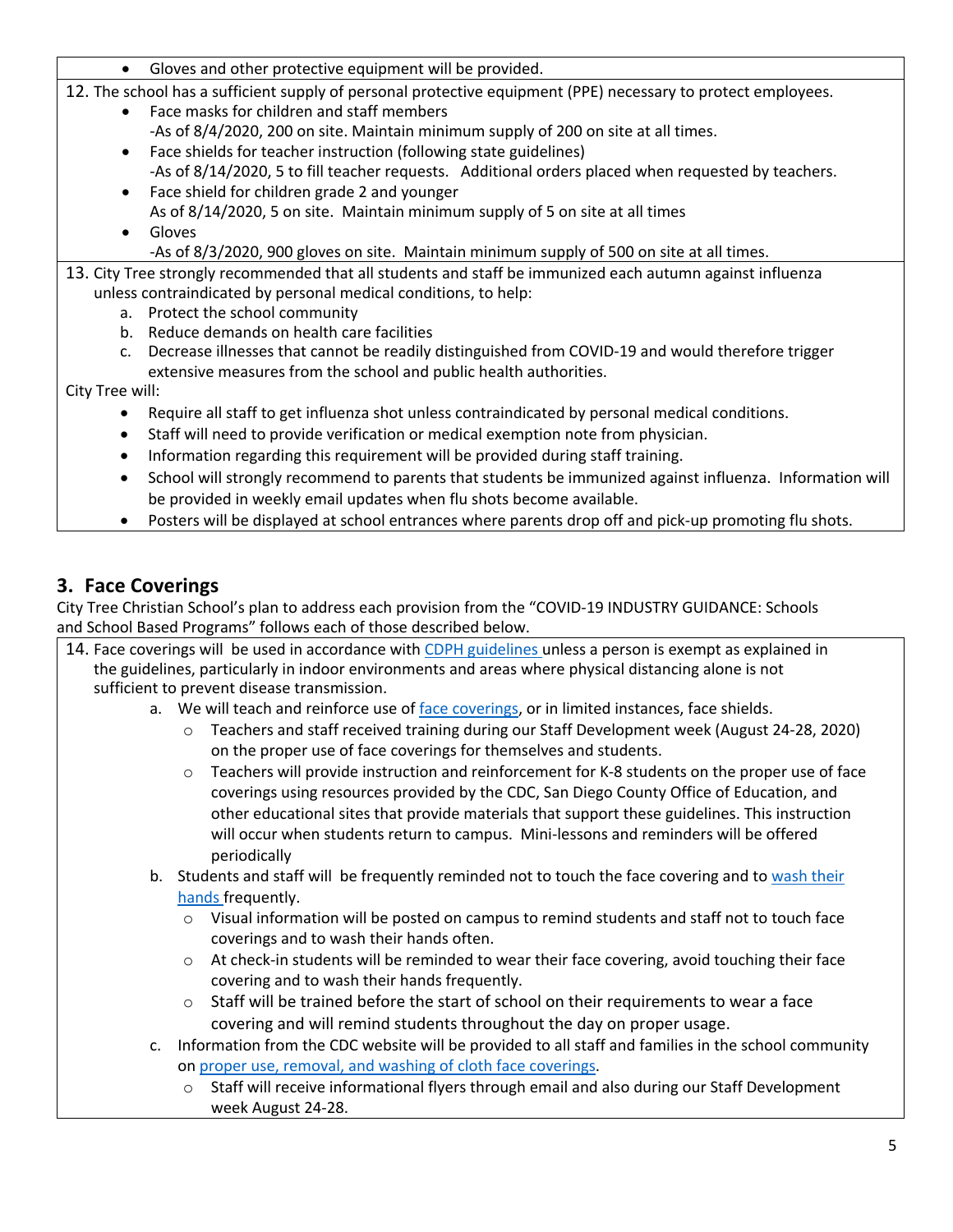- Gloves and other protective equipment will be provided.

12. The school has a sufficient supply of personal protective equipment (PPE) necessary to protect employees.
    - Face masks for children and staff members
      -As of 8/4/2020, 200 on site. Maintain minimum supply of 200 on site at all times.
    - Face shields for teacher instruction (following state guidelines)
      -As of 8/14/2020, 5 to fill teacher requests. Additional orders placed when requested by teachers.
    - Face shield for children grade 2 and younger
      As of 8/14/2020, 5 on site. Maintain minimum supply of 5 on site at all times
    - Gloves
      -As of 8/3/2020, 900 gloves on site. Maintain minimum supply of 500 on site at all times.

13. City Tree strongly recommended that all students and staff be immunized each autumn against influenza unless contraindicated by personal medical conditions, to help:
    a. Protect the school community
    b. Reduce demands on health care facilities
    c. Decrease illnesses that cannot be readily distinguished from COVID-19 and would therefore trigger extensive measures from the school and public health authorities.

City Tree will:

- Require all staff to get influenza shot unless contraindicated by personal medical conditions.
- Staff will need to provide verification or medical exemption note from physician.
- Information regarding this requirement will be provided during staff training.
- School will strongly recommend to parents that students be immunized against influenza. Information will be provided in weekly email updates when flu shots become available.
- Posters will be displayed at school entrances where parents drop off and pick-up promoting flu shots.

## 3. Face Coverings

City Tree Christian School's plan to address each provision from the "COVID-19 INDUSTRY GUIDANCE: Schools and School Based Programs" follows each of those described below.

14. Face coverings will be used in accordance with CDPH guidelines unless a person is exempt as explained in the guidelines, particularly in indoor environments and areas where physical distancing alone is not sufficient to prevent disease transmission.
    a. We will teach and reinforce use of face coverings, or in limited instances, face shields.
       - Teachers and staff received training during our Staff Development week (August 24-28, 2020) on the proper use of face coverings for themselves and students.
       - Teachers will provide instruction and reinforcement for K-8 students on the proper use of face coverings using resources provided by the CDC, San Diego County Office of Education, and other educational sites that provide materials that support these guidelines. This instruction will occur when students return to campus. Mini-lessons and reminders will be offered periodically
    b. Students and staff will be frequently reminded not to touch the face covering and to wash their hands frequently.
       - Visual information will be posted on campus to remind students and staff not to touch face coverings and to wash their hands often.
       - At check-in students will be reminded to wear their face covering, avoid touching their face covering and to wash their hands frequently.
       - Staff will be trained before the start of school on their requirements to wear a face covering and will remind students throughout the day on proper usage.
    c. Information from the CDC website will be provided to all staff and families in the school community on proper use, removal, and washing of cloth face coverings.
       - Staff will receive informational flyers through email and also during our Staff Development week August 24-28.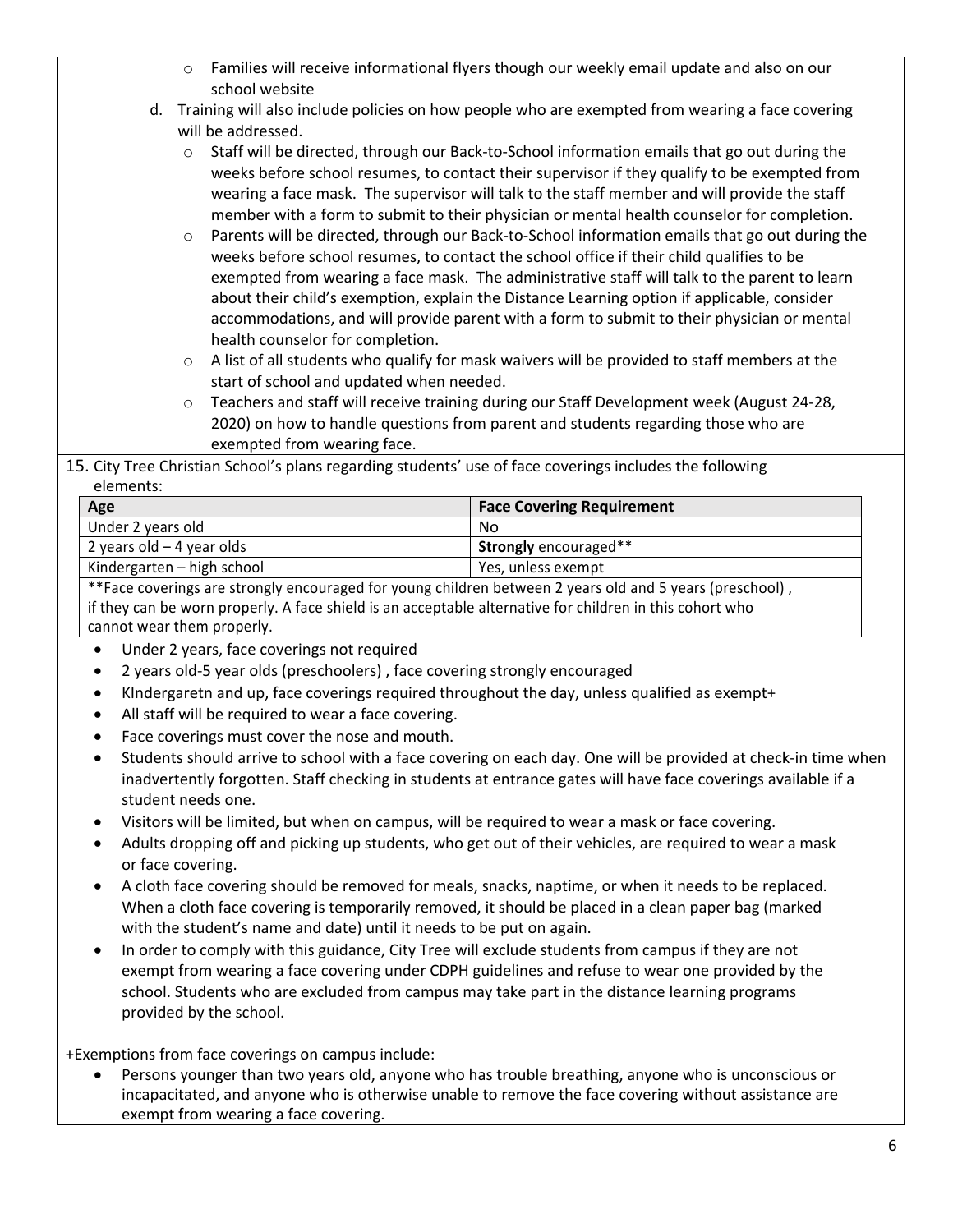- Families will receive informational flyers though our weekly email update and also on our school website

d. Training will also include policies on how people who are exempted from wearing a face covering will be addressed.
   - Staff will be directed, through our Back-to-School information emails that go out during the weeks before school resumes, to contact their supervisor if they qualify to be exempted from wearing a face mask. The supervisor will talk to the staff member and will provide the staff member with a form to submit to their physician or mental health counselor for completion.
   - Parents will be directed, through our Back-to-School information emails that go out during the weeks before school resumes, to contact the school office if their child qualifies to be exempted from wearing a face mask. The administrative staff will talk to the parent to learn about their child's exemption, explain the Distance Learning option if applicable, consider accommodations, and will provide parent with a form to submit to their physician or mental health counselor for completion.
   - A list of all students who qualify for mask waivers will be provided to staff members at the start of school and updated when needed.
   - Teachers and staff will receive training during our Staff Development week (August 24-28, 2020) on how to handle questions from parent and students regarding those who are exempted from wearing face.

15. City Tree Christian School's plans regarding students' use of face coverings includes the following elements:

| Age | Face Covering Requirement |
|---|---|
| Under 2 years old | No |
| 2 years old – 4 year olds | **Strongly** encouraged** |
| Kindergarten – high school | Yes, unless exempt |

**Face coverings are strongly encouraged for young children between 2 years old and 5 years (preschool), if they can be worn properly. A face shield is an acceptable alternative for children in this cohort who cannot wear them properly.

- Under 2 years, face coverings not required
- 2 years old-5 year olds (preschoolers) , face covering strongly encouraged
- KIndergaretn and up, face coverings required throughout the day, unless qualified as exempt+
- All staff will be required to wear a face covering.
- Face coverings must cover the nose and mouth.
- Students should arrive to school with a face covering on each day. One will be provided at check-in time when inadvertently forgotten. Staff checking in students at entrance gates will have face coverings available if a student needs one.
- Visitors will be limited, but when on campus, will be required to wear a mask or face covering.
- Adults dropping off and picking up students, who get out of their vehicles, are required to wear a mask or face covering.
- A cloth face covering should be removed for meals, snacks, naptime, or when it needs to be replaced. When a cloth face covering is temporarily removed, it should be placed in a clean paper bag (marked with the student's name and date) until it needs to be put on again.
- In order to comply with this guidance, City Tree will exclude students from campus if they are not exempt from wearing a face covering under CDPH guidelines and refuse to wear one provided by the school. Students who are excluded from campus may take part in the distance learning programs provided by the school.

+Exemptions from face coverings on campus include:

- Persons younger than two years old, anyone who has trouble breathing, anyone who is unconscious or incapacitated, and anyone who is otherwise unable to remove the face covering without assistance are exempt from wearing a face covering.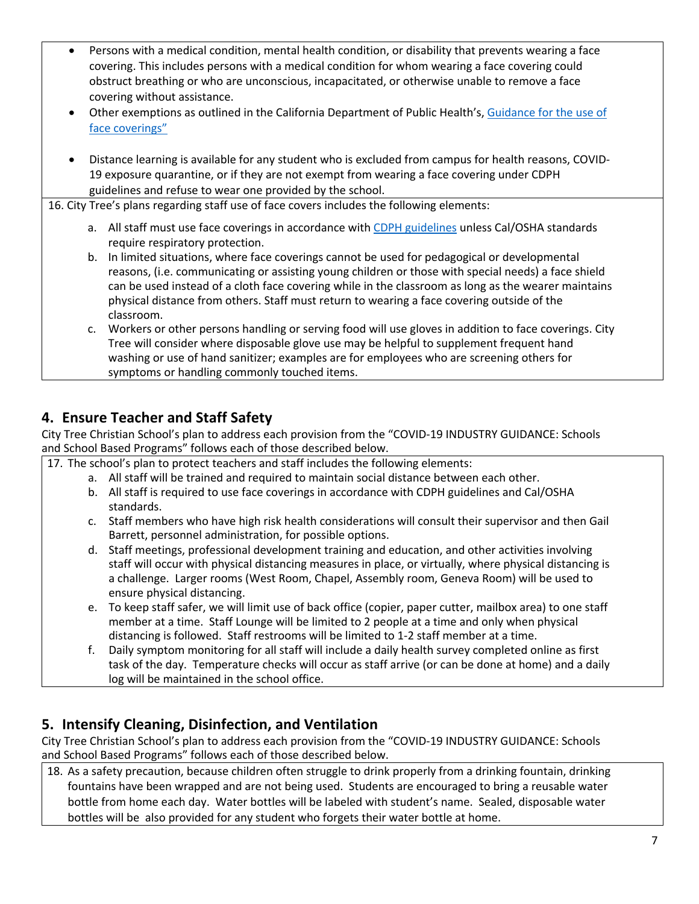- Persons with a medical condition, mental health condition, or disability that prevents wearing a face covering. This includes persons with a medical condition for whom wearing a face covering could obstruct breathing or who are unconscious, incapacitated, or otherwise unable to remove a face covering without assistance.
- Other exemptions as outlined in the California Department of Public Health's, Guidance for the use of face coverings"

- Distance learning is available for any student who is excluded from campus for health reasons, COVID-19 exposure quarantine, or if they are not exempt from wearing a face covering under CDPH guidelines and refuse to wear one provided by the school.

16. City Tree's plans regarding staff use of face covers includes the following elements:
    a. All staff must use face coverings in accordance with CDPH guidelines unless Cal/OSHA standards require respiratory protection.
    b. In limited situations, where face coverings cannot be used for pedagogical or developmental reasons, (i.e. communicating or assisting young children or those with special needs) a face shield can be used instead of a cloth face covering while in the classroom as long as the wearer maintains physical distance from others. Staff must return to wearing a face covering outside of the classroom.
    c. Workers or other persons handling or serving food will use gloves in addition to face coverings. City Tree will consider where disposable glove use may be helpful to supplement frequent hand washing or use of hand sanitizer; examples are for employees who are screening others for symptoms or handling commonly touched items.

## 4. Ensure Teacher and Staff Safety

City Tree Christian School's plan to address each provision from the "COVID-19 INDUSTRY GUIDANCE: Schools and School Based Programs" follows each of those described below.

17. The school's plan to protect teachers and staff includes the following elements:
    a. All staff will be trained and required to maintain social distance between each other.
    b. All staff is required to use face coverings in accordance with CDPH guidelines and Cal/OSHA standards.
    c. Staff members who have high risk health considerations will consult their supervisor and then Gail Barrett, personnel administration, for possible options.
    d. Staff meetings, professional development training and education, and other activities involving staff will occur with physical distancing measures in place, or virtually, where physical distancing is a challenge. Larger rooms (West Room, Chapel, Assembly room, Geneva Room) will be used to ensure physical distancing.
    e. To keep staff safer, we will limit use of back office (copier, paper cutter, mailbox area) to one staff member at a time. Staff Lounge will be limited to 2 people at a time and only when physical distancing is followed. Staff restrooms will be limited to 1-2 staff member at a time.
    f. Daily symptom monitoring for all staff will include a daily health survey completed online as first task of the day. Temperature checks will occur as staff arrive (or can be done at home) and a daily log will be maintained in the school office.

## 5. Intensify Cleaning, Disinfection, and Ventilation

City Tree Christian School's plan to address each provision from the "COVID-19 INDUSTRY GUIDANCE: Schools and School Based Programs" follows each of those described below.

18. As a safety precaution, because children often struggle to drink properly from a drinking fountain, drinking fountains have been wrapped and are not being used. Students are encouraged to bring a reusable water bottle from home each day. Water bottles will be labeled with student's name. Sealed, disposable water bottles will be also provided for any student who forgets their water bottle at home.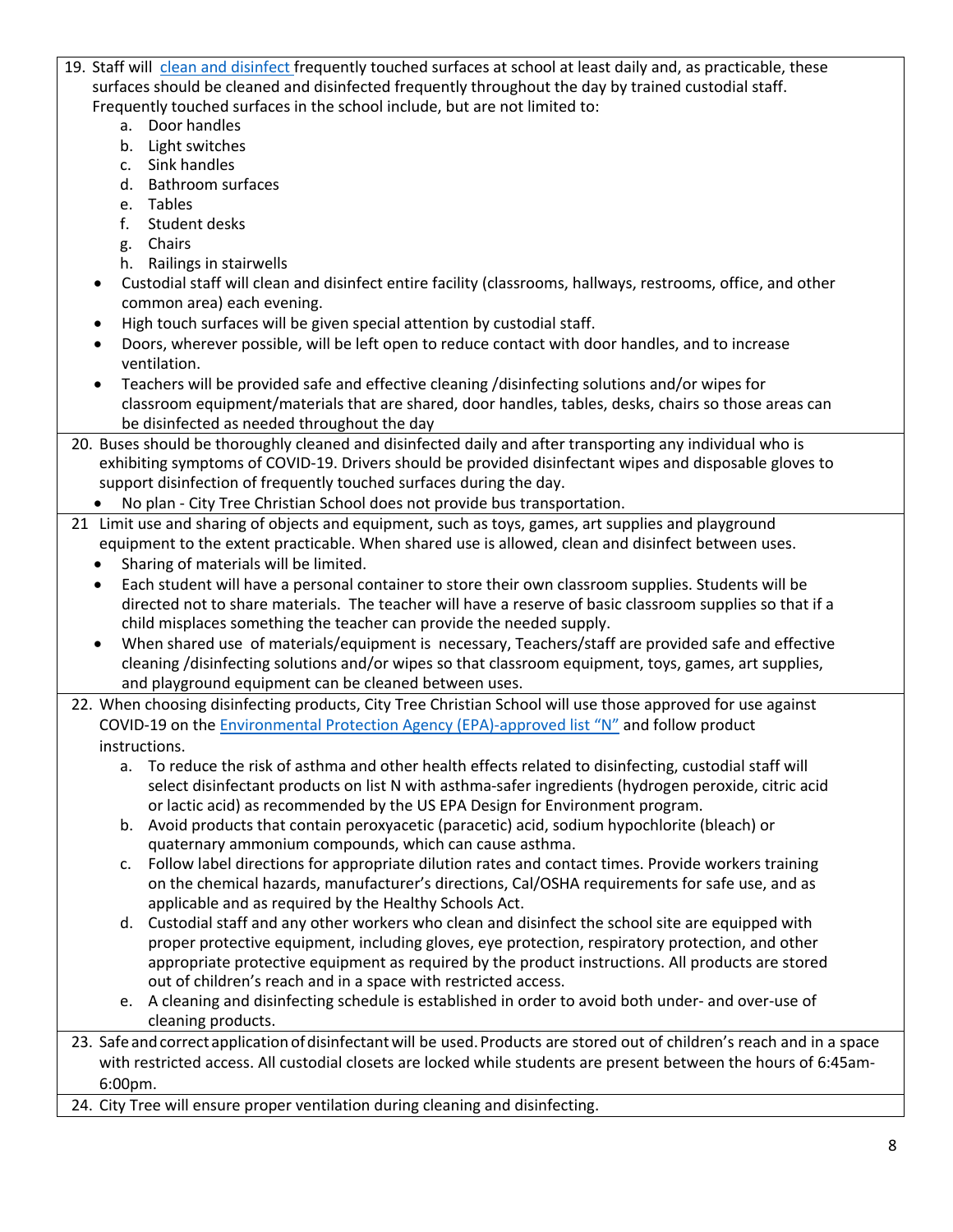19. Staff will [clean and disinfect](#) frequently touched surfaces at school at least daily and, as practicable, these surfaces should be cleaned and disinfected frequently throughout the day by trained custodial staff. Frequently touched surfaces in the school include, but are not limited to:
    a. Door handles
    b. Light switches
    c. Sink handles
    d. Bathroom surfaces
    e. Tables
    f. Student desks
    g. Chairs
    h. Railings in stairwells

    - Custodial staff will clean and disinfect entire facility (classrooms, hallways, restrooms, office, and other common area) each evening.
    - High touch surfaces will be given special attention by custodial staff.
    - Doors, wherever possible, will be left open to reduce contact with door handles, and to increase ventilation.
    - Teachers will be provided safe and effective cleaning /disinfecting solutions and/or wipes for classroom equipment/materials that are shared, door handles, tables, desks, chairs so those areas can be disinfected as needed throughout the day

20. Buses should be thoroughly cleaned and disinfected daily and after transporting any individual who is exhibiting symptoms of COVID-19. Drivers should be provided disinfectant wipes and disposable gloves to support disinfection of frequently touched surfaces during the day.
    - No plan - City Tree Christian School does not provide bus transportation.

21. Limit use and sharing of objects and equipment, such as toys, games, art supplies and playground equipment to the extent practicable. When shared use is allowed, clean and disinfect between uses.
    - Sharing of materials will be limited.
    - Each student will have a personal container to store their own classroom supplies. Students will be directed not to share materials. The teacher will have a reserve of basic classroom supplies so that if a child misplaces something the teacher can provide the needed supply.
    - When shared use of materials/equipment is necessary, Teachers/staff are provided safe and effective cleaning /disinfecting solutions and/or wipes so that classroom equipment, toys, games, art supplies, and playground equipment can be cleaned between uses.

22. When choosing disinfecting products, City Tree Christian School will use those approved for use against COVID-19 on the [Environmental Protection Agency (EPA)-approved list "N"](#) and follow product instructions.
    a. To reduce the risk of asthma and other health effects related to disinfecting, custodial staff will select disinfectant products on list N with asthma-safer ingredients (hydrogen peroxide, citric acid or lactic acid) as recommended by the US EPA Design for Environment program.
    b. Avoid products that contain peroxyacetic (paracetic) acid, sodium hypochlorite (bleach) or quaternary ammonium compounds, which can cause asthma.
    c. Follow label directions for appropriate dilution rates and contact times. Provide workers training on the chemical hazards, manufacturer's directions, Cal/OSHA requirements for safe use, and as applicable and as required by the Healthy Schools Act.
    d. Custodial staff and any other workers who clean and disinfect the school site are equipped with proper protective equipment, including gloves, eye protection, respiratory protection, and other appropriate protective equipment as required by the product instructions. All products are stored out of children's reach and in a space with restricted access.
    e. A cleaning and disinfecting schedule is established in order to avoid both under- and over-use of cleaning products.

23. Safe and correct application of disinfectant will be used. Products are stored out of children's reach and in a space with restricted access. All custodial closets are locked while students are present between the hours of 6:45am-6:00pm.

24. City Tree will ensure proper ventilation during cleaning and disinfecting.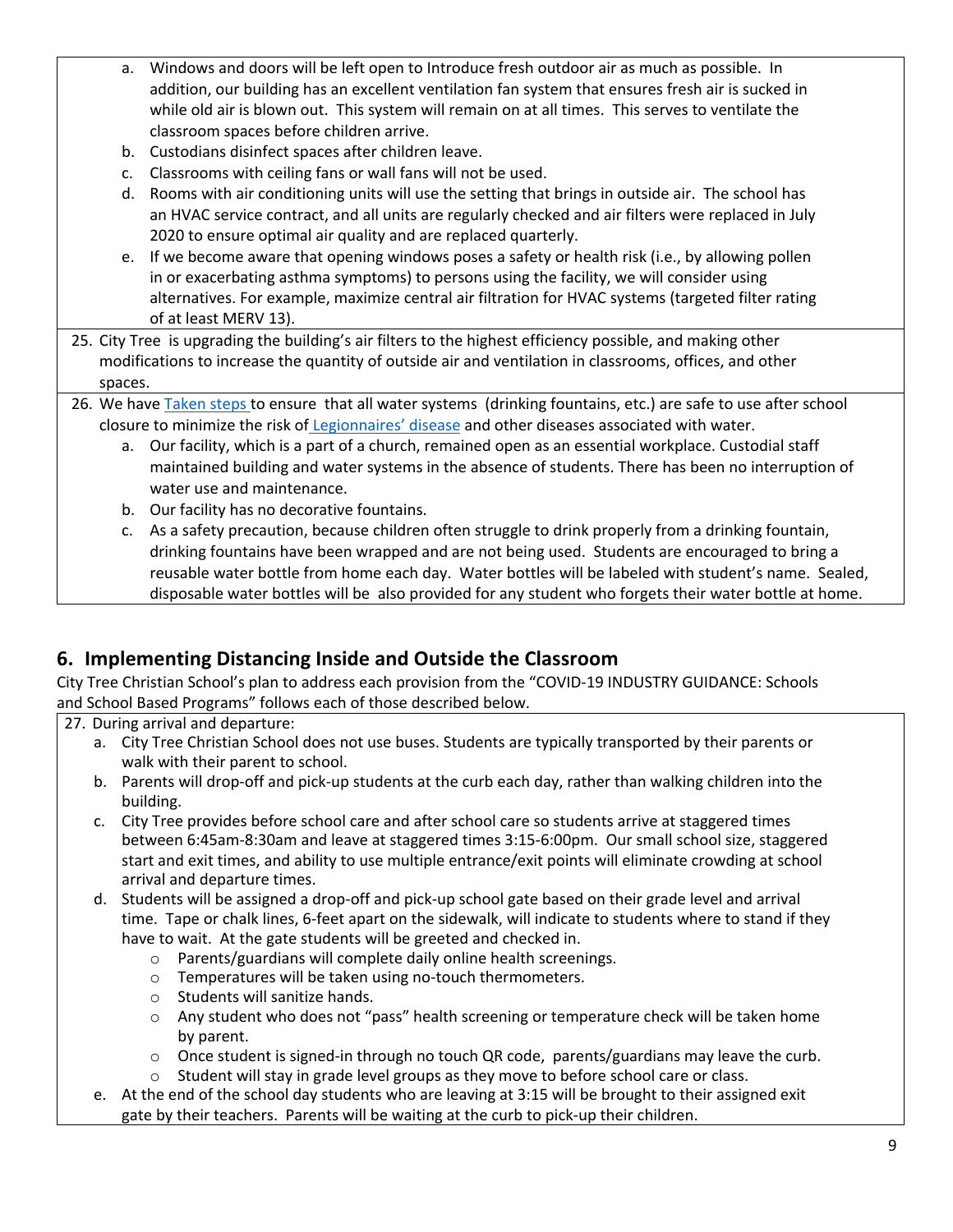a. Windows and doors will be left open to Introduce fresh outdoor air as much as possible. In addition, our building has an excellent ventilation fan system that ensures fresh air is sucked in while old air is blown out. This system will remain on at all times. This serves to ventilate the classroom spaces before children arrive.
b. Custodians disinfect spaces after children leave.
c. Classrooms with ceiling fans or wall fans will not be used.
d. Rooms with air conditioning units will use the setting that brings in outside air. The school has an HVAC service contract, and all units are regularly checked and air filters were replaced in July 2020 to ensure optimal air quality and are replaced quarterly.
e. If we become aware that opening windows poses a safety or health risk (i.e., by allowing pollen in or exacerbating asthma symptoms) to persons using the facility, we will consider using alternatives. For example, maximize central air filtration for HVAC systems (targeted filter rating of at least MERV 13).

25. City Tree is upgrading the building's air filters to the highest efficiency possible, and making other modifications to increase the quantity of outside air and ventilation in classrooms, offices, and other spaces.

26. We have Taken steps to ensure that all water systems (drinking fountains, etc.) are safe to use after school closure to minimize the risk of Legionnaires' disease and other diseases associated with water.
    a. Our facility, which is a part of a church, remained open as an essential workplace. Custodial staff maintained building and water systems in the absence of students. There has been no interruption of water use and maintenance.
    b. Our facility has no decorative fountains.
    c. As a safety precaution, because children often struggle to drink properly from a drinking fountain, drinking fountains have been wrapped and are not being used. Students are encouraged to bring a reusable water bottle from home each day. Water bottles will be labeled with student's name. Sealed, disposable water bottles will be also provided for any student who forgets their water bottle at home.

## 6. Implementing Distancing Inside and Outside the Classroom

City Tree Christian School's plan to address each provision from the "COVID-19 INDUSTRY GUIDANCE: Schools and School Based Programs" follows each of those described below.

27. During arrival and departure:
    a. City Tree Christian School does not use buses. Students are typically transported by their parents or walk with their parent to school.
    b. Parents will drop-off and pick-up students at the curb each day, rather than walking children into the building.
    c. City Tree provides before school care and after school care so students arrive at staggered times between 6:45am-8:30am and leave at staggered times 3:15-6:00pm. Our small school size, staggered start and exit times, and ability to use multiple entrance/exit points will eliminate crowding at school arrival and departure times.
    d. Students will be assigned a drop-off and pick-up school gate based on their grade level and arrival time. Tape or chalk lines, 6-feet apart on the sidewalk, will indicate to students where to stand if they have to wait. At the gate students will be greeted and checked in.
        - Parents/guardians will complete daily online health screenings.
        - Temperatures will be taken using no-touch thermometers.
        - Students will sanitize hands.
        - Any student who does not "pass" health screening or temperature check will be taken home by parent.
        - Once student is signed-in through no touch QR code, parents/guardians may leave the curb.
        - Student will stay in grade level groups as they move to before school care or class.
    e. At the end of the school day students who are leaving at 3:15 will be brought to their assigned exit gate by their teachers. Parents will be waiting at the curb to pick-up their children.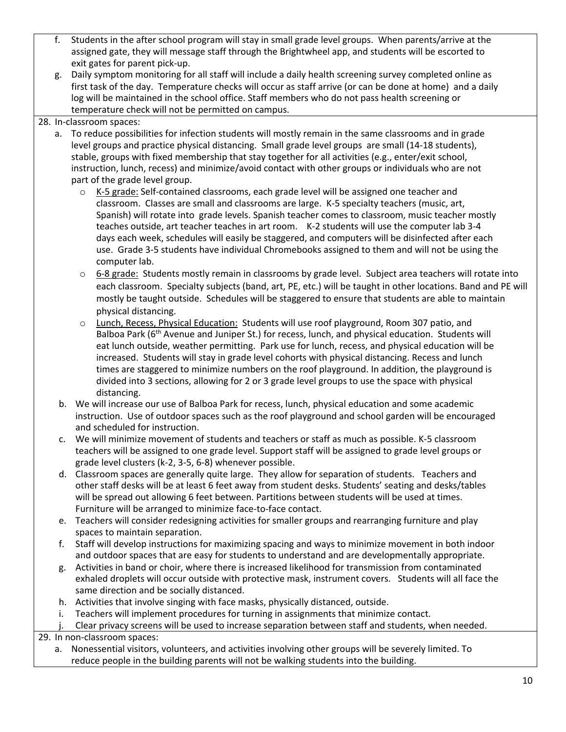f. Students in the after school program will stay in small grade level groups. When parents/arrive at the assigned gate, they will message staff through the Brightwheel app, and students will be escorted to exit gates for parent pick-up.
g. Daily symptom monitoring for all staff will include a daily health screening survey completed online as first task of the day. Temperature checks will occur as staff arrive (or can be done at home) and a daily log will be maintained in the school office. Staff members who do not pass health screening or temperature check will not be permitted on campus.

28. In-classroom spaces:
   a. To reduce possibilities for infection students will mostly remain in the same classrooms and in grade level groups and practice physical distancing. Small grade level groups are small (14-18 students), stable, groups with fixed membership that stay together for all activities (e.g., enter/exit school, instruction, lunch, recess) and minimize/avoid contact with other groups or individuals who are not part of the grade level group.
      - K-5 grade: Self-contained classrooms, each grade level will be assigned one teacher and classroom. Classes are small and classrooms are large. K-5 specialty teachers (music, art, Spanish) will rotate into grade levels. Spanish teacher comes to classroom, music teacher mostly teaches outside, art teacher teaches in art room. K-2 students will use the computer lab 3-4 days each week, schedules will easily be staggered, and computers will be disinfected after each use. Grade 3-5 students have individual Chromebooks assigned to them and will not be using the computer lab.
      - 6-8 grade: Students mostly remain in classrooms by grade level. Subject area teachers will rotate into each classroom. Specialty subjects (band, art, PE, etc.) will be taught in other locations. Band and PE will mostly be taught outside. Schedules will be staggered to ensure that students are able to maintain physical distancing.
      - Lunch, Recess, Physical Education: Students will use roof playground, Room 307 patio, and Balboa Park (6th Avenue and Juniper St.) for recess, lunch, and physical education. Students will eat lunch outside, weather permitting. Park use for lunch, recess, and physical education will be increased. Students will stay in grade level cohorts with physical distancing. Recess and lunch times are staggered to minimize numbers on the roof playground. In addition, the playground is divided into 3 sections, allowing for 2 or 3 grade level groups to use the space with physical distancing.
   b. We will increase our use of Balboa Park for recess, lunch, physical education and some academic instruction. Use of outdoor spaces such as the roof playground and school garden will be encouraged and scheduled for instruction.
   c. We will minimize movement of students and teachers or staff as much as possible. K-5 classroom teachers will be assigned to one grade level. Support staff will be assigned to grade level groups or grade level clusters (k-2, 3-5, 6-8) whenever possible.
   d. Classroom spaces are generally quite large. They allow for separation of students. Teachers and other staff desks will be at least 6 feet away from student desks. Students' seating and desks/tables will be spread out allowing 6 feet between. Partitions between students will be used at times. Furniture will be arranged to minimize face-to-face contact.
   e. Teachers will consider redesigning activities for smaller groups and rearranging furniture and play spaces to maintain separation.
   f. Staff will develop instructions for maximizing spacing and ways to minimize movement in both indoor and outdoor spaces that are easy for students to understand and are developmentally appropriate.
   g. Activities in band or choir, where there is increased likelihood for transmission from contaminated exhaled droplets will occur outside with protective mask, instrument covers. Students will all face the same direction and be socially distanced.
   h. Activities that involve singing with face masks, physically distanced, outside.
   i. Teachers will implement procedures for turning in assignments that minimize contact.
   j. Clear privacy screens will be used to increase separation between staff and students, when needed.

29. In non-classroom spaces:
   a. Nonessential visitors, volunteers, and activities involving other groups will be severely limited. To reduce people in the building parents will not be walking students into the building.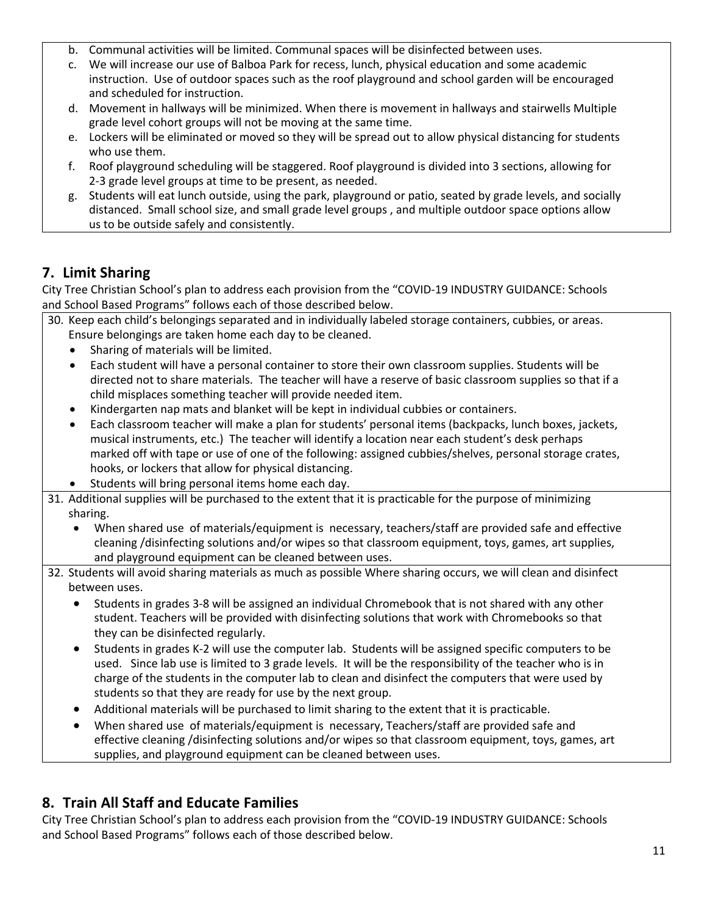b. Communal activities will be limited. Communal spaces will be disinfected between uses.
c. We will increase our use of Balboa Park for recess, lunch, physical education and some academic instruction. Use of outdoor spaces such as the roof playground and school garden will be encouraged and scheduled for instruction.
d. Movement in hallways will be minimized. When there is movement in hallways and stairwells Multiple grade level cohort groups will not be moving at the same time.
e. Lockers will be eliminated or moved so they will be spread out to allow physical distancing for students who use them.
f. Roof playground scheduling will be staggered. Roof playground is divided into 3 sections, allowing for 2-3 grade level groups at time to be present, as needed.
g. Students will eat lunch outside, using the park, playground or patio, seated by grade levels, and socially distanced. Small school size, and small grade level groups , and multiple outdoor space options allow us to be outside safely and consistently.

## 7. Limit Sharing

City Tree Christian School's plan to address each provision from the "COVID-19 INDUSTRY GUIDANCE: Schools and School Based Programs" follows each of those described below.

30. Keep each child's belongings separated and in individually labeled storage containers, cubbies, or areas. Ensure belongings are taken home each day to be cleaned.
    - Sharing of materials will be limited.
    - Each student will have a personal container to store their own classroom supplies. Students will be directed not to share materials. The teacher will have a reserve of basic classroom supplies so that if a child misplaces something teacher will provide needed item.
    - Kindergarten nap mats and blanket will be kept in individual cubbies or containers.
    - Each classroom teacher will make a plan for students' personal items (backpacks, lunch boxes, jackets, musical instruments, etc.) The teacher will identify a location near each student's desk perhaps marked off with tape or use of one of the following: assigned cubbies/shelves, personal storage crates, hooks, or lockers that allow for physical distancing.
    - Students will bring personal items home each day.
31. Additional supplies will be purchased to the extent that it is practicable for the purpose of minimizing sharing.
    - When shared use of materials/equipment is necessary, teachers/staff are provided safe and effective cleaning /disinfecting solutions and/or wipes so that classroom equipment, toys, games, art supplies, and playground equipment can be cleaned between uses.
32. Students will avoid sharing materials as much as possible Where sharing occurs, we will clean and disinfect between uses.
    - Students in grades 3-8 will be assigned an individual Chromebook that is not shared with any other student. Teachers will be provided with disinfecting solutions that work with Chromebooks so that they can be disinfected regularly.
    - Students in grades K-2 will use the computer lab. Students will be assigned specific computers to be used. Since lab use is limited to 3 grade levels. It will be the responsibility of the teacher who is in charge of the students in the computer lab to clean and disinfect the computers that were used by students so that they are ready for use by the next group.
    - Additional materials will be purchased to limit sharing to the extent that it is practicable.
    - When shared use of materials/equipment is necessary, Teachers/staff are provided safe and effective cleaning /disinfecting solutions and/or wipes so that classroom equipment, toys, games, art supplies, and playground equipment can be cleaned between uses.

## 8. Train All Staff and Educate Families

City Tree Christian School's plan to address each provision from the "COVID-19 INDUSTRY GUIDANCE: Schools and School Based Programs" follows each of those described below.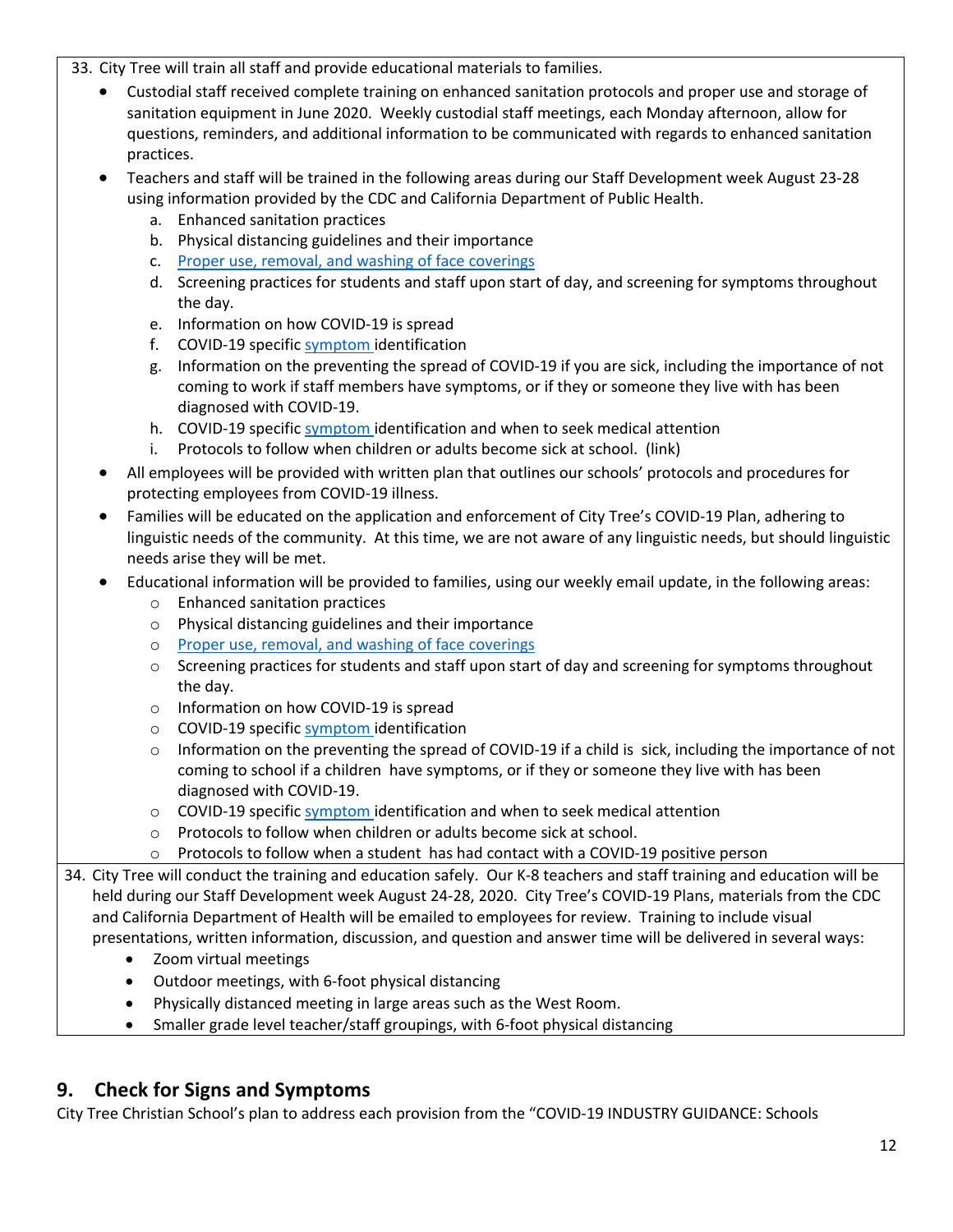33. City Tree will train all staff and provide educational materials to families.
    - Custodial staff received complete training on enhanced sanitation protocols and proper use and storage of sanitation equipment in June 2020. Weekly custodial staff meetings, each Monday afternoon, allow for questions, reminders, and additional information to be communicated with regards to enhanced sanitation practices.
    - Teachers and staff will be trained in the following areas during our Staff Development week August 23-28 using information provided by the CDC and California Department of Public Health.
        a. Enhanced sanitation practices
        b. Physical distancing guidelines and their importance
        c. Proper use, removal, and washing of face coverings
        d. Screening practices for students and staff upon start of day, and screening for symptoms throughout the day.
        e. Information on how COVID-19 is spread
        f. COVID-19 specific symptom identification
        g. Information on the preventing the spread of COVID-19 if you are sick, including the importance of not coming to work if staff members have symptoms, or if they or someone they live with has been diagnosed with COVID-19.
        h. COVID-19 specific symptom identification and when to seek medical attention
        i. Protocols to follow when children or adults become sick at school. (link)
    - All employees will be provided with written plan that outlines our schools' protocols and procedures for protecting employees from COVID-19 illness.
    - Families will be educated on the application and enforcement of City Tree's COVID-19 Plan, adhering to linguistic needs of the community. At this time, we are not aware of any linguistic needs, but should linguistic needs arise they will be met.
    - Educational information will be provided to families, using our weekly email update, in the following areas:
        - Enhanced sanitation practices
        - Physical distancing guidelines and their importance
        - Proper use, removal, and washing of face coverings
        - Screening practices for students and staff upon start of day and screening for symptoms throughout the day.
        - Information on how COVID-19 is spread
        - COVID-19 specific symptom identification
        - Information on the preventing the spread of COVID-19 if a child is sick, including the importance of not coming to school if a children have symptoms, or if they or someone they live with has been diagnosed with COVID-19.
        - COVID-19 specific symptom identification and when to seek medical attention
        - Protocols to follow when children or adults become sick at school.
        - Protocols to follow when a student has had contact with a COVID-19 positive person

34. City Tree will conduct the training and education safely. Our K-8 teachers and staff training and education will be held during our Staff Development week August 24-28, 2020. City Tree's COVID-19 Plans, materials from the CDC and California Department of Health will be emailed to employees for review. Training to include visual presentations, written information, discussion, and question and answer time will be delivered in several ways:
    - Zoom virtual meetings
    - Outdoor meetings, with 6-foot physical distancing
    - Physically distanced meeting in large areas such as the West Room.
    - Smaller grade level teacher/staff groupings, with 6-foot physical distancing

## 9. Check for Signs and Symptoms

City Tree Christian School's plan to address each provision from the "COVID-19 INDUSTRY GUIDANCE: Schools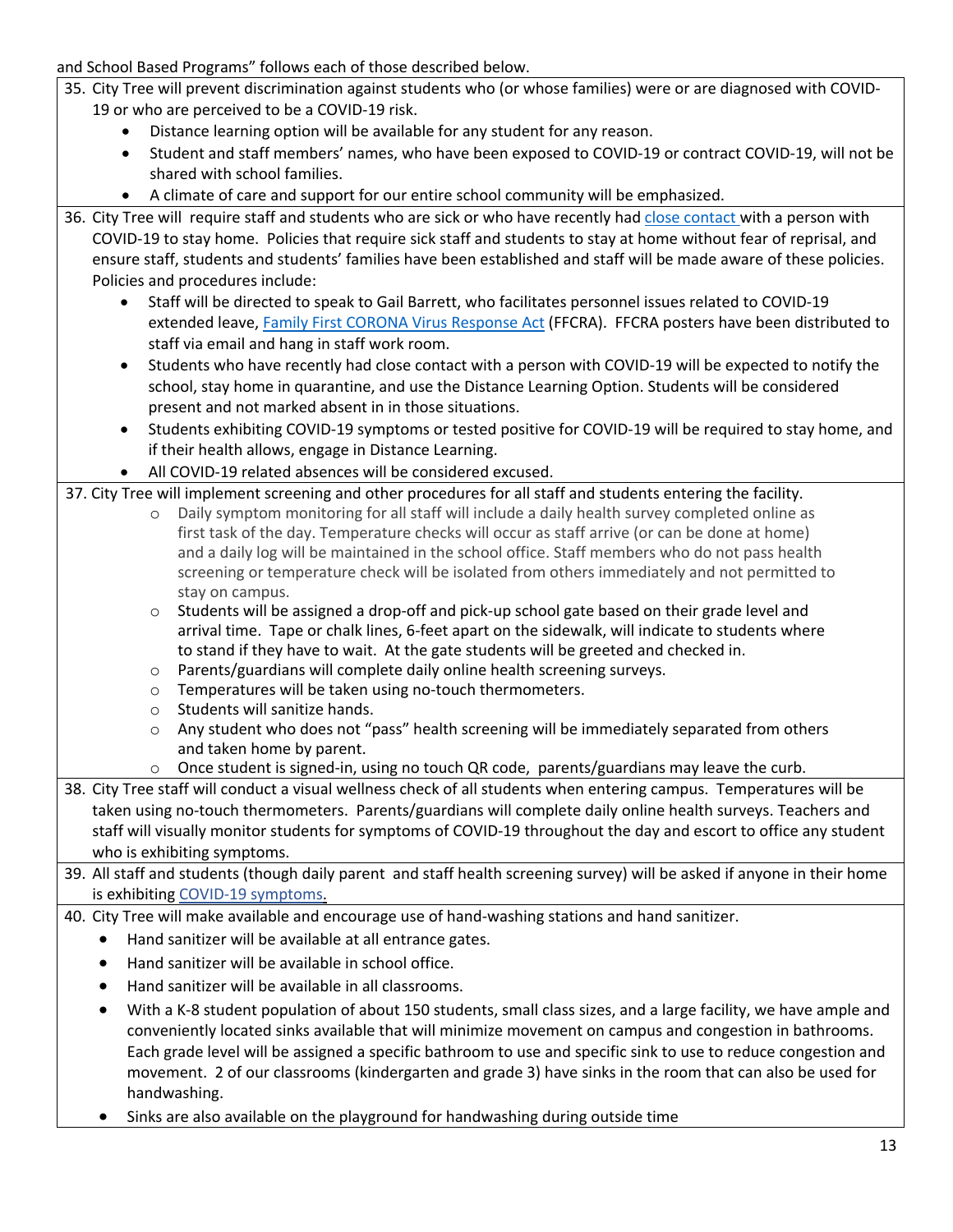and School Based Programs" follows each of those described below.

35. City Tree will prevent discrimination against students who (or whose families) were or are diagnosed with COVID-19 or who are perceived to be a COVID-19 risk.
    - Distance learning option will be available for any student for any reason.
    - Student and staff members' names, who have been exposed to COVID-19 or contract COVID-19, will not be shared with school families.
    - A climate of care and support for our entire school community will be emphasized.

36. City Tree will require staff and students who are sick or who have recently had close contact with a person with COVID-19 to stay home. Policies that require sick staff and students to stay at home without fear of reprisal, and ensure staff, students and students' families have been established and staff will be made aware of these policies. Policies and procedures include:
    - Staff will be directed to speak to Gail Barrett, who facilitates personnel issues related to COVID-19 extended leave, Family First CORONA Virus Response Act (FFCRA). FFCRA posters have been distributed to staff via email and hang in staff work room.
    - Students who have recently had close contact with a person with COVID-19 will be expected to notify the school, stay home in quarantine, and use the Distance Learning Option. Students will be considered present and not marked absent in in those situations.
    - Students exhibiting COVID-19 symptoms or tested positive for COVID-19 will be required to stay home, and if their health allows, engage in Distance Learning.
    - All COVID-19 related absences will be considered excused.

37. City Tree will implement screening and other procedures for all staff and students entering the facility.
    - Daily symptom monitoring for all staff will include a daily health survey completed online as first task of the day. Temperature checks will occur as staff arrive (or can be done at home) and a daily log will be maintained in the school office. Staff members who do not pass health screening or temperature check will be isolated from others immediately and not permitted to stay on campus.
    - Students will be assigned a drop-off and pick-up school gate based on their grade level and arrival time. Tape or chalk lines, 6-feet apart on the sidewalk, will indicate to students where to stand if they have to wait. At the gate students will be greeted and checked in.
    - Parents/guardians will complete daily online health screening surveys.
    - Temperatures will be taken using no-touch thermometers.
    - Students will sanitize hands.
    - Any student who does not "pass" health screening will be immediately separated from others and taken home by parent.
    - Once student is signed-in, using no touch QR code, parents/guardians may leave the curb.

38. City Tree staff will conduct a visual wellness check of all students when entering campus. Temperatures will be taken using no-touch thermometers. Parents/guardians will complete daily online health surveys. Teachers and staff will visually monitor students for symptoms of COVID-19 throughout the day and escort to office any student who is exhibiting symptoms.

39. All staff and students (though daily parent and staff health screening survey) will be asked if anyone in their home is exhibiting COVID-19 symptoms.

40. City Tree will make available and encourage use of hand-washing stations and hand sanitizer.
    - Hand sanitizer will be available at all entrance gates.
    - Hand sanitizer will be available in school office.
    - Hand sanitizer will be available in all classrooms.
    - With a K-8 student population of about 150 students, small class sizes, and a large facility, we have ample and conveniently located sinks available that will minimize movement on campus and congestion in bathrooms. Each grade level will be assigned a specific bathroom to use and specific sink to use to reduce congestion and movement. 2 of our classrooms (kindergarten and grade 3) have sinks in the room that can also be used for handwashing.
    - Sinks are also available on the playground for handwashing during outside time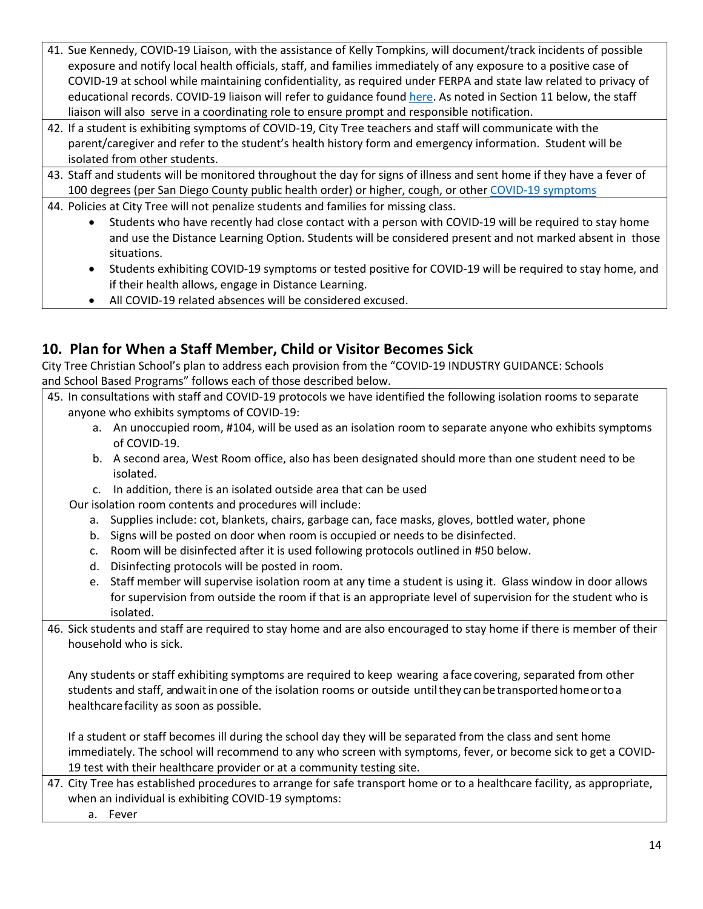41. Sue Kennedy, COVID-19 Liaison, with the assistance of Kelly Tompkins, will document/track incidents of possible exposure and notify local health officials, staff, and families immediately of any exposure to a positive case of COVID-19 at school while maintaining confidentiality, as required under FERPA and state law related to privacy of educational records. COVID-19 liaison will refer to guidance found here. As noted in Section 11 below, the staff liaison will also serve in a coordinating role to ensure prompt and responsible notification.

42. If a student is exhibiting symptoms of COVID-19, City Tree teachers and staff will communicate with the parent/caregiver and refer to the student's health history form and emergency information. Student will be isolated from other students.

43. Staff and students will be monitored throughout the day for signs of illness and sent home if they have a fever of 100 degrees (per San Diego County public health order) or higher, cough, or other COVID-19 symptoms

44. Policies at City Tree will not penalize students and families for missing class.
    - Students who have recently had close contact with a person with COVID-19 will be required to stay home and use the Distance Learning Option. Students will be considered present and not marked absent in those situations.
    - Students exhibiting COVID-19 symptoms or tested positive for COVID-19 will be required to stay home, and if their health allows, engage in Distance Learning.
    - All COVID-19 related absences will be considered excused.

## 10. Plan for When a Staff Member, Child or Visitor Becomes Sick

City Tree Christian School's plan to address each provision from the "COVID-19 INDUSTRY GUIDANCE: Schools and School Based Programs" follows each of those described below.

45. In consultations with staff and COVID-19 protocols we have identified the following isolation rooms to separate anyone who exhibits symptoms of COVID-19:
    a. An unoccupied room, #104, will be used as an isolation room to separate anyone who exhibits symptoms of COVID-19.
    b. A second area, West Room office, also has been designated should more than one student need to be isolated.
    c. In addition, there is an isolated outside area that can be used

    Our isolation room contents and procedures will include:
    a. Supplies include: cot, blankets, chairs, garbage can, face masks, gloves, bottled water, phone
    b. Signs will be posted on door when room is occupied or needs to be disinfected.
    c. Room will be disinfected after it is used following protocols outlined in #50 below.
    d. Disinfecting protocols will be posted in room.
    e. Staff member will supervise isolation room at any time a student is using it. Glass window in door allows for supervision from outside the room if that is an appropriate level of supervision for the student who is isolated.

46. Sick students and staff are required to stay home and are also encouraged to stay home if there is member of their household who is sick.

    Any students or staff exhibiting symptoms are required to keep wearing a face covering, separated from other students and staff, and wait in one of the isolation rooms or outside until they can be transported home or to a healthcare facility as soon as possible.

    If a student or staff becomes ill during the school day they will be separated from the class and sent home immediately. The school will recommend to any who screen with symptoms, fever, or become sick to get a COVID-19 test with their healthcare provider or at a community testing site.

47. City Tree has established procedures to arrange for safe transport home or to a healthcare facility, as appropriate, when an individual is exhibiting COVID-19 symptoms:
    a. Fever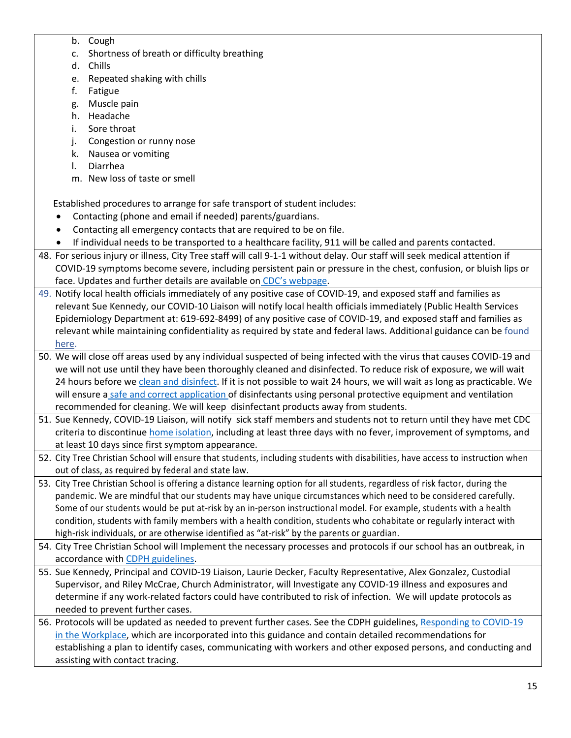b. Cough
c. Shortness of breath or difficulty breathing
d. Chills
e. Repeated shaking with chills
f. Fatigue
g. Muscle pain
h. Headache
i. Sore throat
j. Congestion or runny nose
k. Nausea or vomiting
l. Diarrhea
m. New loss of taste or smell

Established procedures to arrange for safe transport of student includes:

- Contacting (phone and email if needed) parents/guardians.
- Contacting all emergency contacts that are required to be on file.
- If individual needs to be transported to a healthcare facility, 911 will be called and parents contacted.

48. For serious injury or illness, City Tree staff will call 9-1-1 without delay. Our staff will seek medical attention if COVID-19 symptoms become severe, including persistent pain or pressure in the chest, confusion, or bluish lips or face. Updates and further details are available on CDC's webpage.
49. Notify local health officials immediately of any positive case of COVID-19, and exposed staff and families as relevant Sue Kennedy, our COVID-10 Liaison will notify local health officials immediately (Public Health Services Epidemiology Department at: 619-692-8499) of any positive case of COVID-19, and exposed staff and families as relevant while maintaining confidentiality as required by state and federal laws. Additional guidance can be found here.
50. We will close off areas used by any individual suspected of being infected with the virus that causes COVID-19 and we will not use until they have been thoroughly cleaned and disinfected. To reduce risk of exposure, we will wait 24 hours before we clean and disinfect. If it is not possible to wait 24 hours, we will wait as long as practicable. We will ensure a safe and correct application of disinfectants using personal protective equipment and ventilation recommended for cleaning. We will keep disinfectant products away from students.
51. Sue Kennedy, COVID-19 Liaison, will notify sick staff members and students not to return until they have met CDC criteria to discontinue home isolation, including at least three days with no fever, improvement of symptoms, and at least 10 days since first symptom appearance.
52. City Tree Christian School will ensure that students, including students with disabilities, have access to instruction when out of class, as required by federal and state law.
53. City Tree Christian School is offering a distance learning option for all students, regardless of risk factor, during the pandemic. We are mindful that our students may have unique circumstances which need to be considered carefully. Some of our students would be put at-risk by an in-person instructional model. For example, students with a health condition, students with family members with a health condition, students who cohabitate or regularly interact with high-risk individuals, or are otherwise identified as "at-risk" by the parents or guardian.
54. City Tree Christian School will Implement the necessary processes and protocols if our school has an outbreak, in accordance with CDPH guidelines.
55. Sue Kennedy, Principal and COVID-19 Liaison, Laurie Decker, Faculty Representative, Alex Gonzalez, Custodial Supervisor, and Riley McCrae, Church Administrator, will Investigate any COVID-19 illness and exposures and determine if any work-related factors could have contributed to risk of infection. We will update protocols as needed to prevent further cases.
56. Protocols will be updated as needed to prevent further cases. See the CDPH guidelines, Responding to COVID-19 in the Workplace, which are incorporated into this guidance and contain detailed recommendations for establishing a plan to identify cases, communicating with workers and other exposed persons, and conducting and assisting with contact tracing.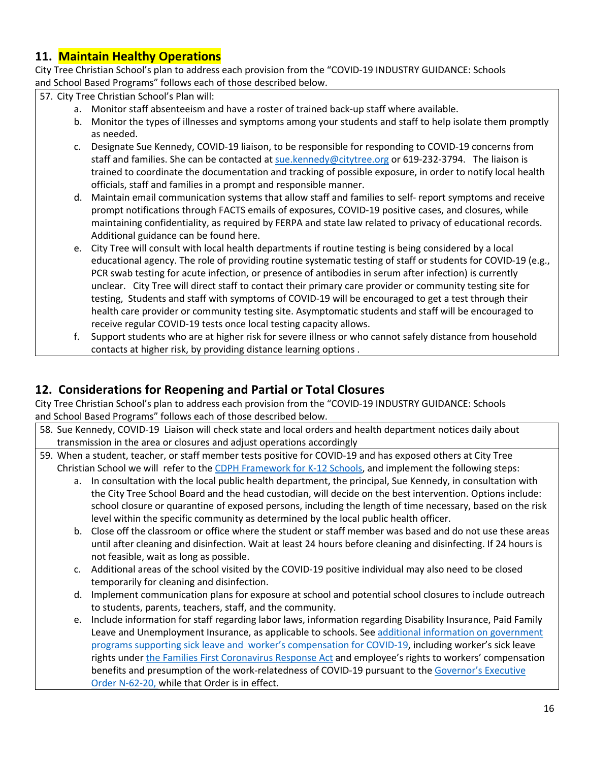## 11. Maintain Healthy Operations

City Tree Christian School's plan to address each provision from the "COVID-19 INDUSTRY GUIDANCE: Schools and School Based Programs" follows each of those described below.

57. City Tree Christian School's Plan will:
    a. Monitor staff absenteeism and have a roster of trained back-up staff where available.
    b. Monitor the types of illnesses and symptoms among your students and staff to help isolate them promptly as needed.
    c. Designate Sue Kennedy, COVID-19 liaison, to be responsible for responding to COVID-19 concerns from staff and families. She can be contacted at [sue.kennedy@citytree.org](mailto:sue.kennedy@citytree.org) or 619-232-3794. The liaison is trained to coordinate the documentation and tracking of possible exposure, in order to notify local health officials, staff and families in a prompt and responsible manner.
    d. Maintain email communication systems that allow staff and families to self- report symptoms and receive prompt notifications through FACTS emails of exposures, COVID-19 positive cases, and closures, while maintaining confidentiality, as required by FERPA and state law related to privacy of educational records. Additional guidance can be found here.
    e. City Tree will consult with local health departments if routine testing is being considered by a local educational agency. The role of providing routine systematic testing of staff or students for COVID-19 (e.g., PCR swab testing for acute infection, or presence of antibodies in serum after infection) is currently unclear. City Tree will direct staff to contact their primary care provider or community testing site for testing, Students and staff with symptoms of COVID-19 will be encouraged to get a test through their health care provider or community testing site. Asymptomatic students and staff will be encouraged to receive regular COVID-19 tests once local testing capacity allows.
    f. Support students who are at higher risk for severe illness or who cannot safely distance from household contacts at higher risk, by providing distance learning options .

## 12. Considerations for Reopening and Partial or Total Closures

City Tree Christian School's plan to address each provision from the "COVID-19 INDUSTRY GUIDANCE: Schools and School Based Programs" follows each of those described below.

58. Sue Kennedy, COVID-19 Liaison will check state and local orders and health department notices daily about transmission in the area or closures and adjust operations accordingly

59. When a student, teacher, or staff member tests positive for COVID-19 and has exposed others at City Tree Christian School we will refer to the CDPH Framework for K-12 Schools, and implement the following steps:
    a. In consultation with the local public health department, the principal, Sue Kennedy, in consultation with the City Tree School Board and the head custodian, will decide on the best intervention. Options include: school closure or quarantine of exposed persons, including the length of time necessary, based on the risk level within the specific community as determined by the local public health officer.
    b. Close off the classroom or office where the student or staff member was based and do not use these areas until after cleaning and disinfection. Wait at least 24 hours before cleaning and disinfecting. If 24 hours is not feasible, wait as long as possible.
    c. Additional areas of the school visited by the COVID-19 positive individual may also need to be closed temporarily for cleaning and disinfection.
    d. Implement communication plans for exposure at school and potential school closures to include outreach to students, parents, teachers, staff, and the community.
    e. Include information for staff regarding labor laws, information regarding Disability Insurance, Paid Family Leave and Unemployment Insurance, as applicable to schools. See additional information on government programs supporting sick leave and worker's compensation for COVID-19, including worker's sick leave rights under the Families First Coronavirus Response Act and employee's rights to workers' compensation benefits and presumption of the work-relatedness of COVID-19 pursuant to the Governor's Executive Order N-62-20, while that Order is in effect.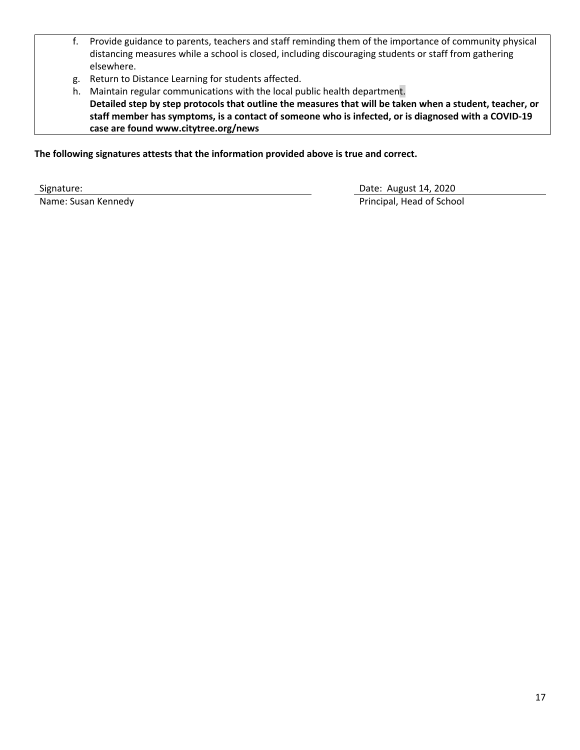f. Provide guidance to parents, teachers and staff reminding them of the importance of community physical distancing measures while a school is closed, including discouraging students or staff from gathering elsewhere.
g. Return to Distance Learning for students affected.
h. Maintain regular communications with the local public health department.

**Detailed step by step protocols that outline the measures that will be taken when a student, teacher, or staff member has symptoms, is a contact of someone who is infected, or is diagnosed with a COVID-19 case are found www.citytree.org/news**

**The following signatures attests that the information provided above is true and correct.**

| Signature: | Date: August 14, 2020 |
|---|---|
| Name: Susan Kennedy | Principal, Head of School |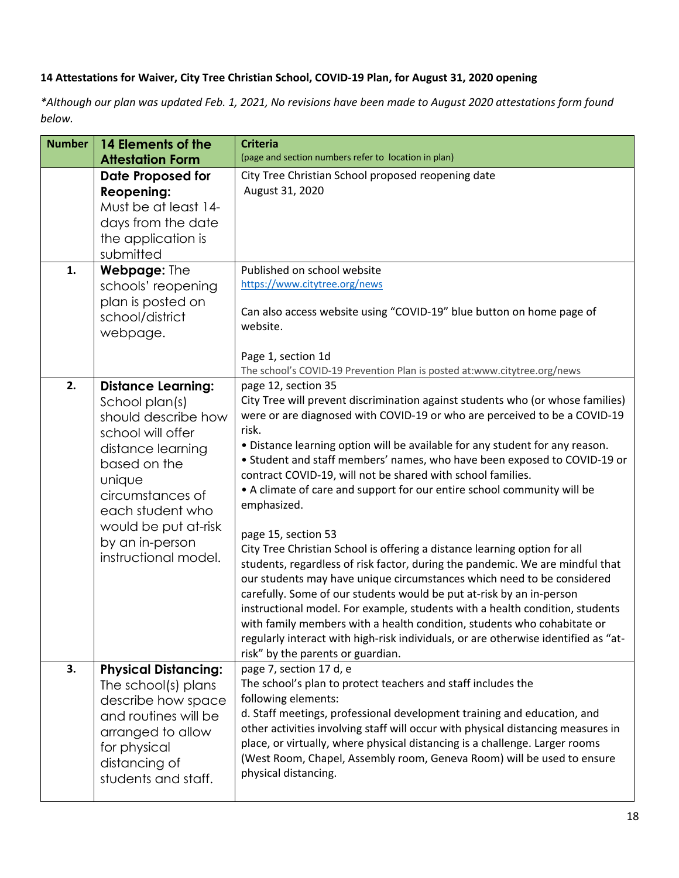**14 Attestations for Waiver, City Tree Christian School, COVID-19 Plan, for August 31, 2020 opening**

*\*Although our plan was updated Feb. 1, 2021, No revisions have been made to August 2020 attestations form found below.*

| Number | 14 Elements of the Attestation Form | Criteria<br>(page and section numbers refer to location in plan) |
|---|---|---|
| | **Date Proposed for Reopening:** Must be at least 14-days from the date the application is submitted | City Tree Christian School proposed reopening date<br>August 31, 2020 |
| **1.** | **Webpage:** The schools' reopening plan is posted on school/district webpage. | Published on school website<br>https://www.citytree.org/news<br><br>Can also access website using "COVID-19" blue button on home page of website.<br><br>Page 1, section 1d<br>The school's COVID-19 Prevention Plan is posted at:www.citytree.org/news |
| **2.** | **Distance Learning:** School plan(s) should describe how school will offer distance learning based on the unique circumstances of each student who would be put at-risk by an in-person instructional model. | page 12, section 35<br>City Tree will prevent discrimination against students who (or whose families) were or are diagnosed with COVID-19 or who are perceived to be a COVID-19 risk.<br>• Distance learning option will be available for any student for any reason.<br>• Student and staff members' names, who have been exposed to COVID-19 or contract COVID-19, will not be shared with school families.<br>• A climate of care and support for our entire school community will be emphasized.<br><br>page 15, section 53<br>City Tree Christian School is offering a distance learning option for all students, regardless of risk factor, during the pandemic. We are mindful that our students may have unique circumstances which need to be considered carefully. Some of our students would be put at-risk by an in-person instructional model. For example, students with a health condition, students with family members with a health condition, students who cohabitate or regularly interact with high-risk individuals, or are otherwise identified as "at-risk" by the parents or guardian. |
| **3.** | **Physical Distancing:** The school(s) plans describe how space and routines will be arranged to allow for physical distancing of students and staff. | page 7, section 17 d, e<br>The school's plan to protect teachers and staff includes the following elements:<br>d. Staff meetings, professional development training and education, and other activities involving staff will occur with physical distancing measures in place, or virtually, where physical distancing is a challenge. Larger rooms (West Room, Chapel, Assembly room, Geneva Room) will be used to ensure physical distancing. |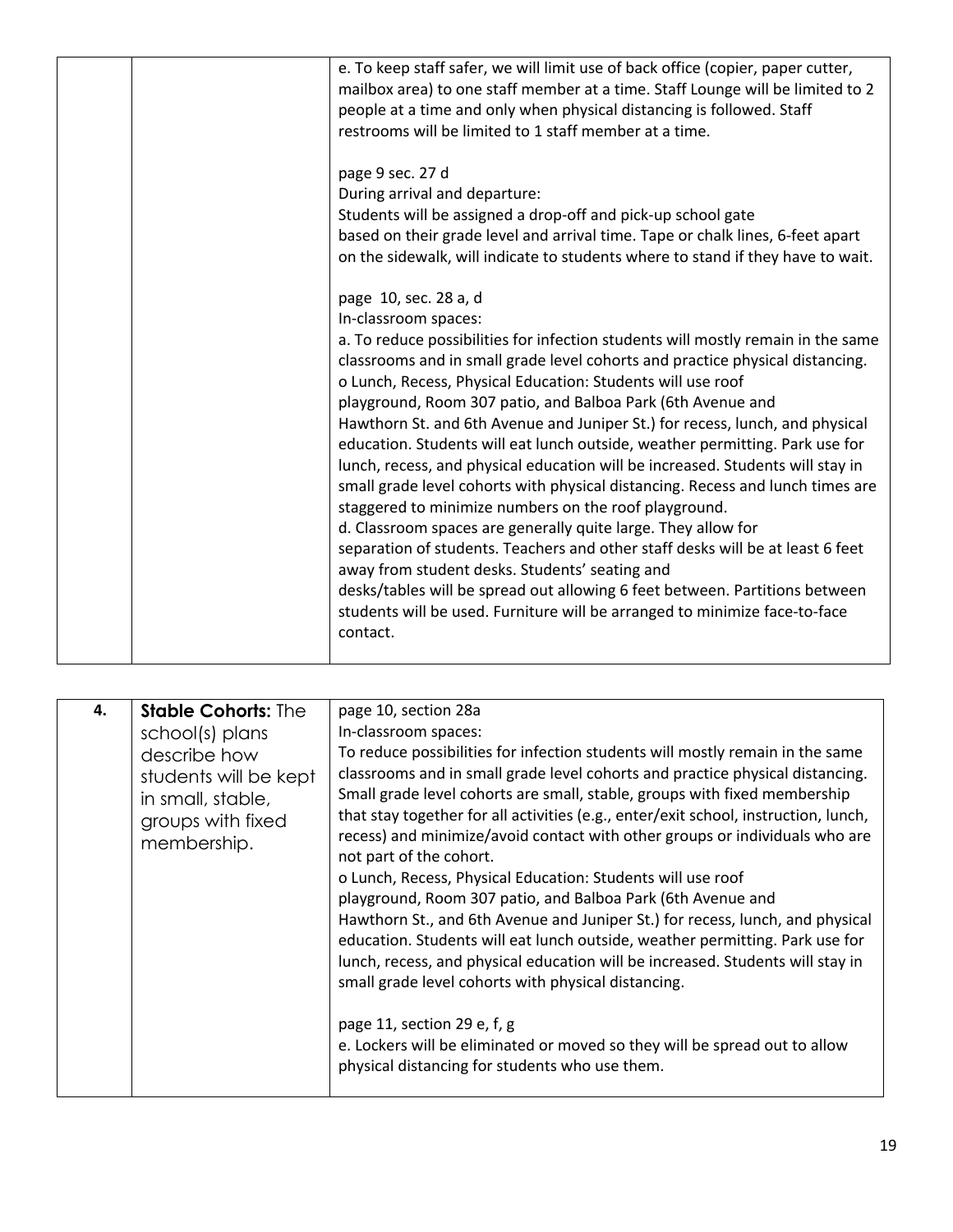| | | |
|---|---|---|
| | | e. To keep staff safer, we will limit use of back office (copier, paper cutter, mailbox area) to one staff member at a time. Staff Lounge will be limited to 2 people at a time and only when physical distancing is followed. Staff restrooms will be limited to 1 staff member at a time.<br><br>page 9 sec. 27 d<br>During arrival and departure:<br>Students will be assigned a drop-off and pick-up school gate based on their grade level and arrival time. Tape or chalk lines, 6-feet apart on the sidewalk, will indicate to students where to stand if they have to wait.<br><br>page 10, sec. 28 a, d<br>In-classroom spaces:<br>a. To reduce possibilities for infection students will mostly remain in the same classrooms and in small grade level cohorts and practice physical distancing.<br>o Lunch, Recess, Physical Education: Students will use roof playground, Room 307 patio, and Balboa Park (6th Avenue and Hawthorn St. and 6th Avenue and Juniper St.) for recess, lunch, and physical education. Students will eat lunch outside, weather permitting. Park use for lunch, recess, and physical education will be increased. Students will stay in small grade level cohorts with physical distancing. Recess and lunch times are staggered to minimize numbers on the roof playground.<br>d. Classroom spaces are generally quite large. They allow for separation of students. Teachers and other staff desks will be at least 6 feet away from student desks. Students' seating and desks/tables will be spread out allowing 6 feet between. Partitions between students will be used. Furniture will be arranged to minimize face-to-face contact. |

| | | |
|---|---|---|
| **4.** | **Stable Cohorts:** The school(s) plans describe how students will be kept in small, stable, groups with fixed membership. | page 10, section 28a<br>In-classroom spaces:<br>To reduce possibilities for infection students will mostly remain in the same classrooms and in small grade level cohorts and practice physical distancing. Small grade level cohorts are small, stable, groups with fixed membership that stay together for all activities (e.g., enter/exit school, instruction, lunch, recess) and minimize/avoid contact with other groups or individuals who are not part of the cohort.<br>o Lunch, Recess, Physical Education: Students will use roof playground, Room 307 patio, and Balboa Park (6th Avenue and Hawthorn St., and 6th Avenue and Juniper St.) for recess, lunch, and physical education. Students will eat lunch outside, weather permitting. Park use for lunch, recess, and physical education will be increased. Students will stay in small grade level cohorts with physical distancing.<br><br>page 11, section 29 e, f, g<br>e. Lockers will be eliminated or moved so they will be spread out to allow physical distancing for students who use them. |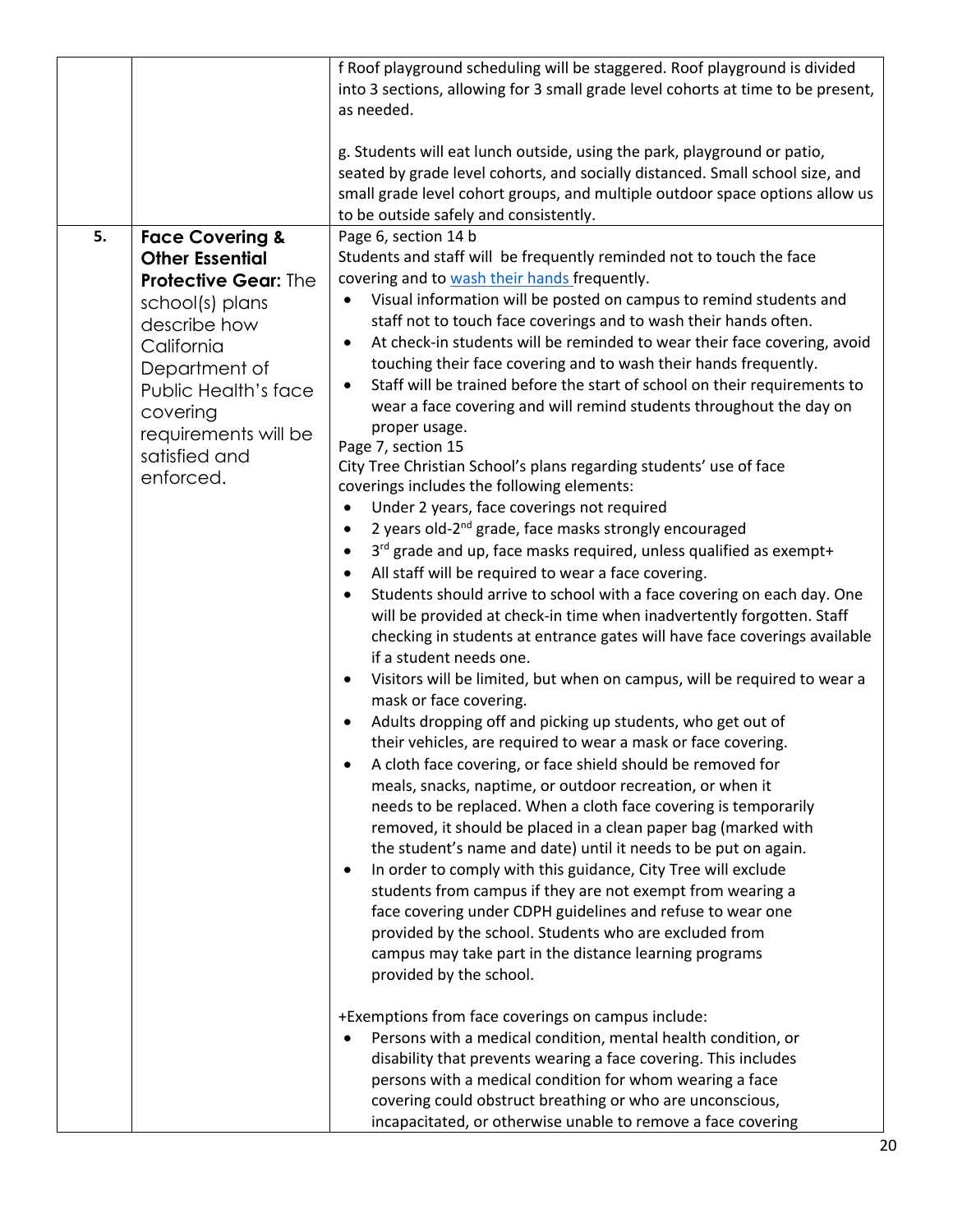| | | |
|---|---|---|
| | | f Roof playground scheduling will be staggered. Roof playground is divided into 3 sections, allowing for 3 small grade level cohorts at time to be present, as needed.<br><br>g. Students will eat lunch outside, using the park, playground or patio, seated by grade level cohorts, and socially distanced. Small school size, and small grade level cohort groups, and multiple outdoor space options allow us to be outside safely and consistently. |
| 5. | **Face Covering & Other Essential Protective Gear:** The school(s) plans describe how California Department of Public Health's face covering requirements will be satisfied and enforced. | Page 6, section 14 b<br>Students and staff will be frequently reminded not to touch the face covering and to wash their hands frequently.<br>• Visual information will be posted on campus to remind students and staff not to touch face coverings and to wash their hands often.<br>• At check-in students will be reminded to wear their face covering, avoid touching their face covering and to wash their hands frequently.<br>• Staff will be trained before the start of school on their requirements to wear a face covering and will remind students throughout the day on proper usage.<br>Page 7, section 15<br>City Tree Christian School's plans regarding students' use of face coverings includes the following elements:<br>• Under 2 years, face coverings not required<br>• 2 years old-2nd grade, face masks strongly encouraged<br>• 3rd grade and up, face masks required, unless qualified as exempt+<br>• All staff will be required to wear a face covering.<br>• Students should arrive to school with a face covering on each day. One will be provided at check-in time when inadvertently forgotten. Staff checking in students at entrance gates will have face coverings available if a student needs one.<br>• Visitors will be limited, but when on campus, will be required to wear a mask or face covering.<br>• Adults dropping off and picking up students, who get out of their vehicles, are required to wear a mask or face covering.<br>• A cloth face covering, or face shield should be removed for meals, snacks, naptime, or outdoor recreation, or when it needs to be replaced. When a cloth face covering is temporarily removed, it should be placed in a clean paper bag (marked with the student's name and date) until it needs to be put on again.<br>• In order to comply with this guidance, City Tree will exclude students from campus if they are not exempt from wearing a face covering under CDPH guidelines and refuse to wear one provided by the school. Students who are excluded from campus may take part in the distance learning programs provided by the school.<br><br>+Exemptions from face coverings on campus include:<br>• Persons with a medical condition, mental health condition, or disability that prevents wearing a face covering. This includes persons with a medical condition for whom wearing a face covering could obstruct breathing or who are unconscious, incapacitated, or otherwise unable to remove a face covering |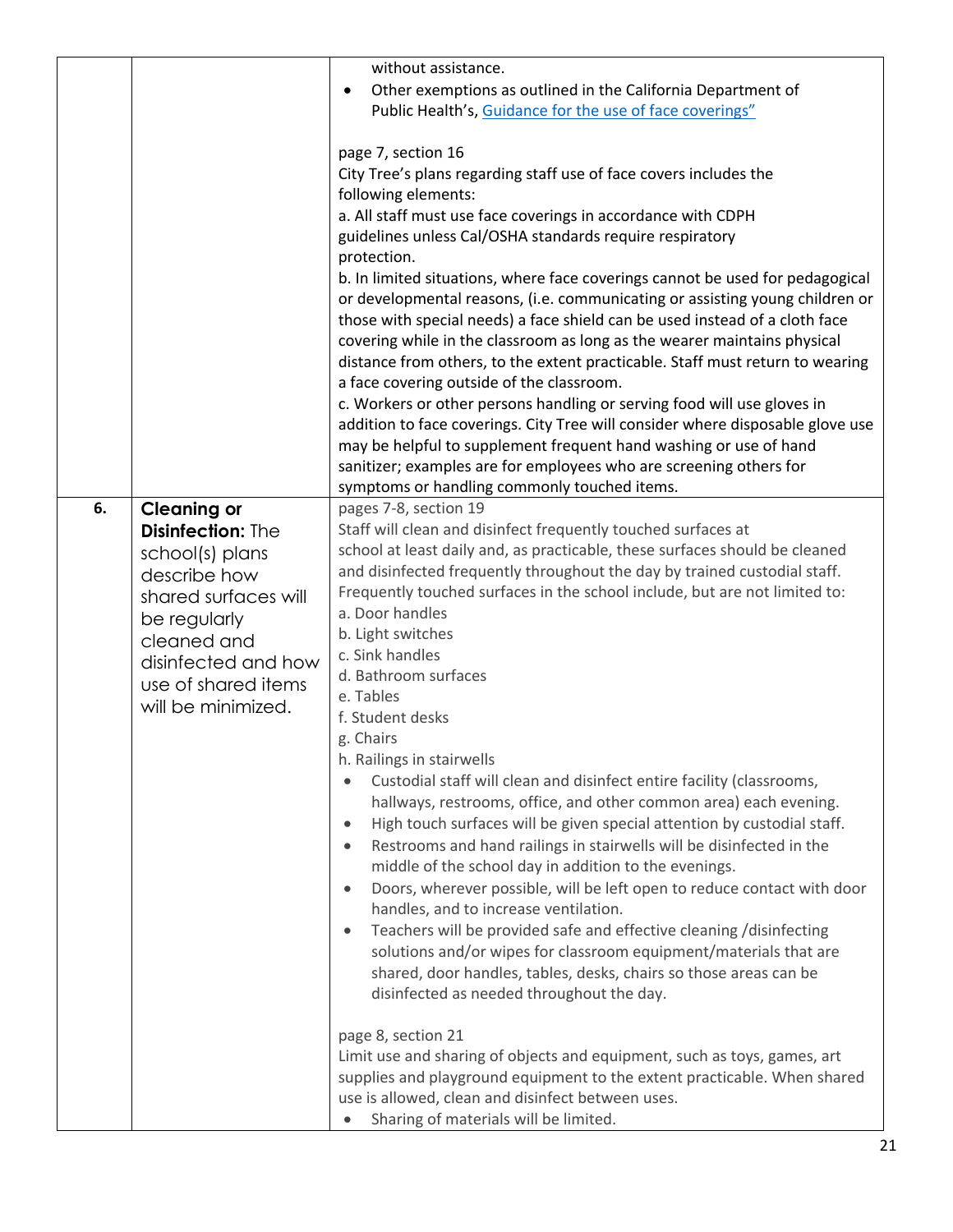| | | |
|---|---|---|
| | | without assistance.<br>• Other exemptions as outlined in the California Department of Public Health's, Guidance for the use of face coverings"<br><br>page 7, section 16<br>City Tree's plans regarding staff use of face covers includes the following elements:<br>a. All staff must use face coverings in accordance with CDPH guidelines unless Cal/OSHA standards require respiratory protection.<br>b. In limited situations, where face coverings cannot be used for pedagogical or developmental reasons, (i.e. communicating or assisting young children or those with special needs) a face shield can be used instead of a cloth face covering while in the classroom as long as the wearer maintains physical distance from others, to the extent practicable. Staff must return to wearing a face covering outside of the classroom.<br>c. Workers or other persons handling or serving food will use gloves in addition to face coverings. City Tree will consider where disposable glove use may be helpful to supplement frequent hand washing or use of hand sanitizer; examples are for employees who are screening others for symptoms or handling commonly touched items. |
| **6.** | **Cleaning or Disinfection:** The school(s) plans describe how shared surfaces will be regularly cleaned and disinfected and how use of shared items will be minimized. | pages 7-8, section 19<br>Staff will clean and disinfect frequently touched surfaces at school at least daily and, as practicable, these surfaces should be cleaned and disinfected frequently throughout the day by trained custodial staff. Frequently touched surfaces in the school include, but are not limited to:<br>a. Door handles<br>b. Light switches<br>c. Sink handles<br>d. Bathroom surfaces<br>e. Tables<br>f. Student desks<br>g. Chairs<br>h. Railings in stairwells<br>• Custodial staff will clean and disinfect entire facility (classrooms, hallways, restrooms, office, and other common area) each evening.<br>• High touch surfaces will be given special attention by custodial staff.<br>• Restrooms and hand railings in stairwells will be disinfected in the middle of the school day in addition to the evenings.<br>• Doors, wherever possible, will be left open to reduce contact with door handles, and to increase ventilation.<br>• Teachers will be provided safe and effective cleaning /disinfecting solutions and/or wipes for classroom equipment/materials that are shared, door handles, tables, desks, chairs so those areas can be disinfected as needed throughout the day.<br><br>page 8, section 21<br>Limit use and sharing of objects and equipment, such as toys, games, art supplies and playground equipment to the extent practicable. When shared use is allowed, clean and disinfect between uses.<br>• Sharing of materials will be limited. |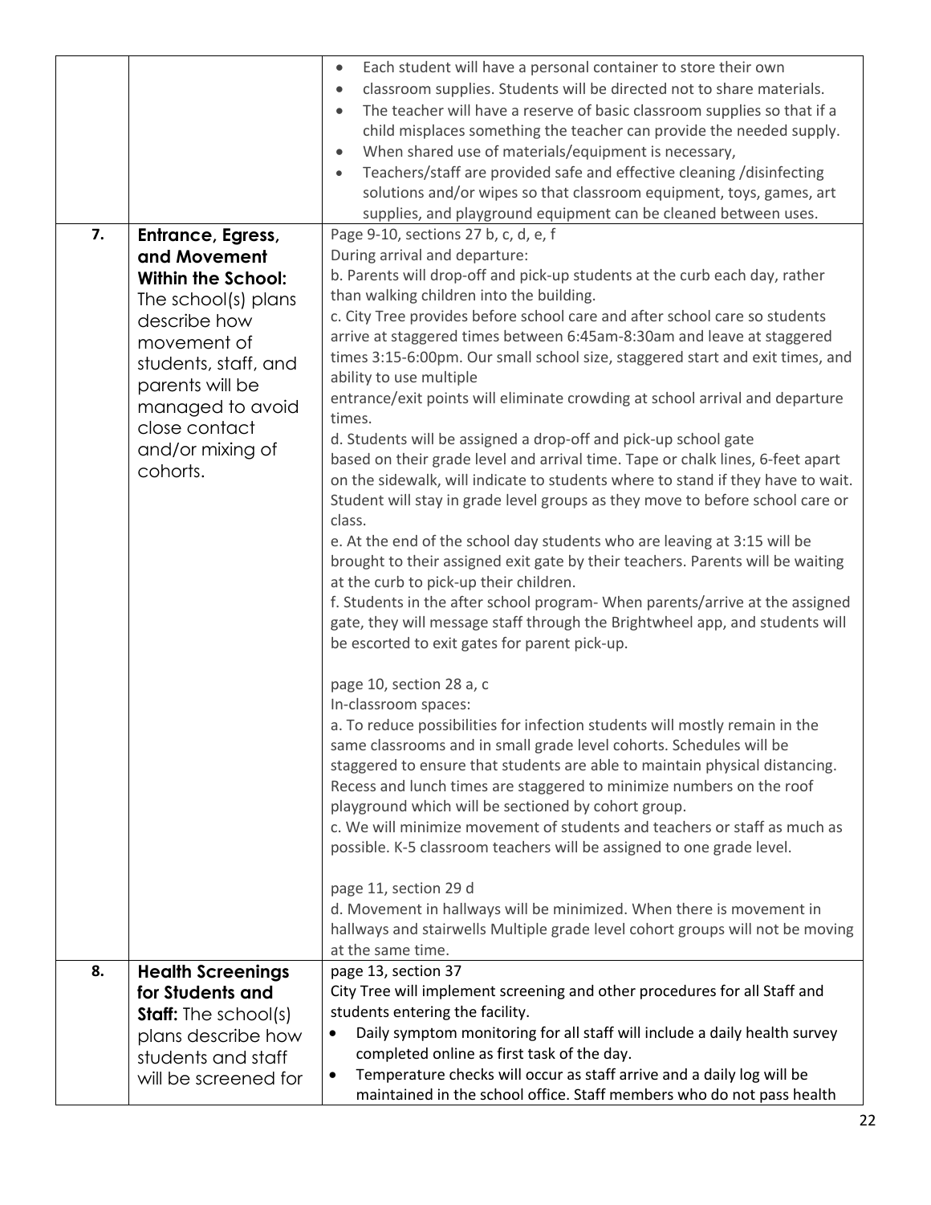| | | |
|---|---|---|
| | | • Each student will have a personal container to store their own<br>• classroom supplies. Students will be directed not to share materials.<br>• The teacher will have a reserve of basic classroom supplies so that if a child misplaces something the teacher can provide the needed supply.<br>• When shared use of materials/equipment is necessary,<br>• Teachers/staff are provided safe and effective cleaning /disinfecting solutions and/or wipes so that classroom equipment, toys, games, art supplies, and playground equipment can be cleaned between uses. |
| **7.** | **Entrance, Egress, and Movement Within the School:** The school(s) plans describe how movement of students, staff, and parents will be managed to avoid close contact and/or mixing of cohorts. | Page 9-10, sections 27 b, c, d, e, f<br>During arrival and departure:<br>b. Parents will drop-off and pick-up students at the curb each day, rather than walking children into the building.<br>c. City Tree provides before school care and after school care so students arrive at staggered times between 6:45am-8:30am and leave at staggered times 3:15-6:00pm. Our small school size, staggered start and exit times, and ability to use multiple entrance/exit points will eliminate crowding at school arrival and departure times.<br>d. Students will be assigned a drop-off and pick-up school gate based on their grade level and arrival time. Tape or chalk lines, 6-feet apart on the sidewalk, will indicate to students where to stand if they have to wait. Student will stay in grade level groups as they move to before school care or class.<br>e. At the end of the school day students who are leaving at 3:15 will be brought to their assigned exit gate by their teachers. Parents will be waiting at the curb to pick-up their children.<br>f. Students in the after school program- When parents/arrive at the assigned gate, they will message staff through the Brightwheel app, and students will be escorted to exit gates for parent pick-up.<br><br>page 10, section 28 a, c<br>In-classroom spaces:<br>a. To reduce possibilities for infection students will mostly remain in the same classrooms and in small grade level cohorts. Schedules will be staggered to ensure that students are able to maintain physical distancing. Recess and lunch times are staggered to minimize numbers on the roof playground which will be sectioned by cohort group.<br>c. We will minimize movement of students and teachers or staff as much as possible. K-5 classroom teachers will be assigned to one grade level.<br><br>page 11, section 29 d<br>d. Movement in hallways will be minimized. When there is movement in hallways and stairwells Multiple grade level cohort groups will not be moving at the same time. |
| **8.** | **Health Screenings for Students and Staff:** The school(s) plans describe how students and staff will be screened for | page 13, section 37<br>City Tree will implement screening and other procedures for all Staff and students entering the facility.<br>• Daily symptom monitoring for all staff will include a daily health survey completed online as first task of the day.<br>• Temperature checks will occur as staff arrive and a daily log will be maintained in the school office. Staff members who do not pass health |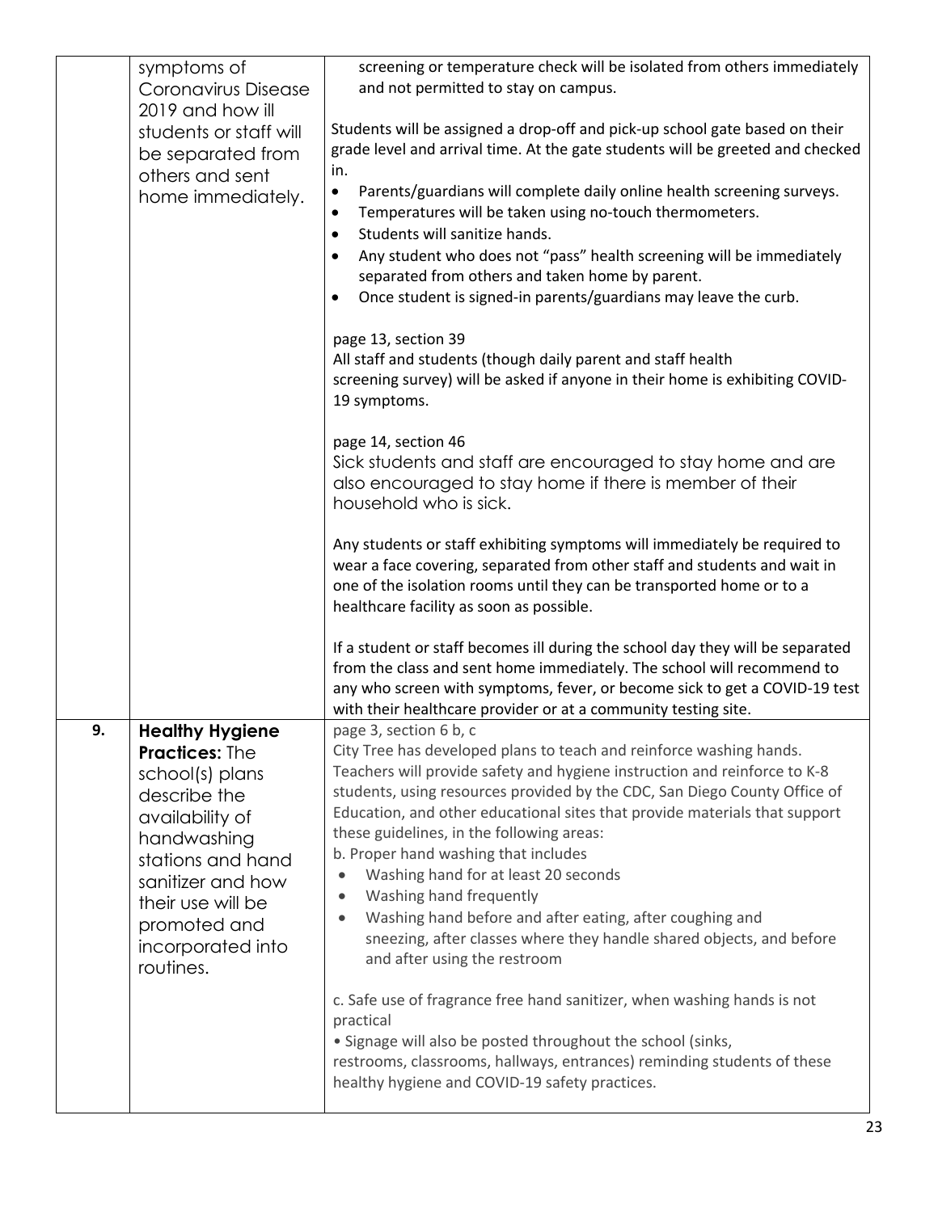| | | |
|---|---|---|
| | symptoms of Coronavirus Disease 2019 and how ill students or staff will be separated from others and sent home immediately. | screening or temperature check will be isolated from others immediately and not permitted to stay on campus.<br><br>Students will be assigned a drop-off and pick-up school gate based on their grade level and arrival time. At the gate students will be greeted and checked in.<br>• Parents/guardians will complete daily online health screening surveys.<br>• Temperatures will be taken using no-touch thermometers.<br>• Students will sanitize hands.<br>• Any student who does not "pass" health screening will be immediately separated from others and taken home by parent.<br>• Once student is signed-in parents/guardians may leave the curb.<br><br>page 13, section 39<br>All staff and students (though daily parent and staff health screening survey) will be asked if anyone in their home is exhibiting COVID-19 symptoms.<br><br>page 14, section 46<br>Sick students and staff are encouraged to stay home and are also encouraged to stay home if there is member of their household who is sick.<br><br>Any students or staff exhibiting symptoms will immediately be required to wear a face covering, separated from other staff and students and wait in one of the isolation rooms until they can be transported home or to a healthcare facility as soon as possible.<br><br>If a student or staff becomes ill during the school day they will be separated from the class and sent home immediately. The school will recommend to any who screen with symptoms, fever, or become sick to get a COVID-19 test with their healthcare provider or at a community testing site. |
| 9. | **Healthy Hygiene Practices:** The school(s) plans describe the availability of handwashing stations and hand sanitizer and how their use will be promoted and incorporated into routines. | page 3, section 6 b, c<br>City Tree has developed plans to teach and reinforce washing hands. Teachers will provide safety and hygiene instruction and reinforce to K-8 students, using resources provided by the CDC, San Diego County Office of Education, and other educational sites that provide materials that support these guidelines, in the following areas:<br>b. Proper hand washing that includes<br>• Washing hand for at least 20 seconds<br>• Washing hand frequently<br>• Washing hand before and after eating, after coughing and sneezing, after classes where they handle shared objects, and before and after using the restroom<br><br>c. Safe use of fragrance free hand sanitizer, when washing hands is not practical<br>• Signage will also be posted throughout the school (sinks, restrooms, classrooms, hallways, entrances) reminding students of these healthy hygiene and COVID-19 safety practices. |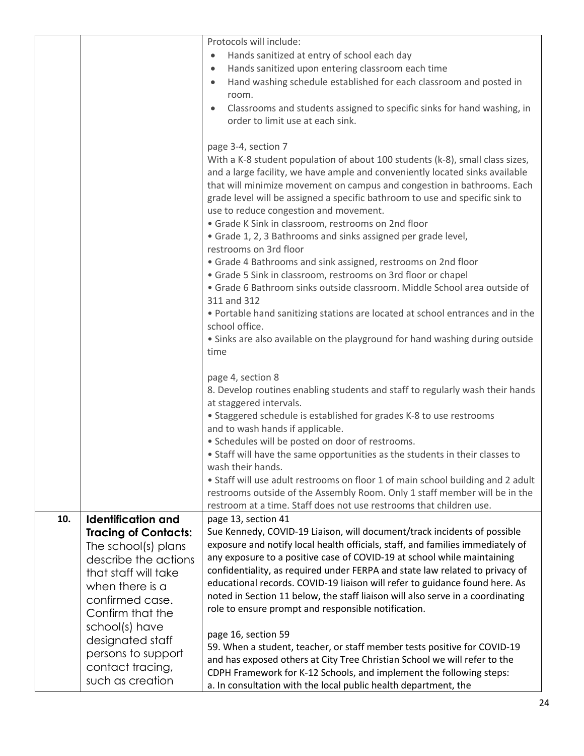| | | |
|---|---|---|
| | | Protocols will include:<br>• Hands sanitized at entry of school each day<br>• Hands sanitized upon entering classroom each time<br>• Hand washing schedule established for each classroom and posted in room.<br>• Classrooms and students assigned to specific sinks for hand washing, in order to limit use at each sink.<br><br>page 3-4, section 7<br>With a K-8 student population of about 100 students (k-8), small class sizes, and a large facility, we have ample and conveniently located sinks available that will minimize movement on campus and congestion in bathrooms. Each grade level will be assigned a specific bathroom to use and specific sink to use to reduce congestion and movement.<br>• Grade K Sink in classroom, restrooms on 2nd floor<br>• Grade 1, 2, 3 Bathrooms and sinks assigned per grade level, restrooms on 3rd floor<br>• Grade 4 Bathrooms and sink assigned, restrooms on 2nd floor<br>• Grade 5 Sink in classroom, restrooms on 3rd floor or chapel<br>• Grade 6 Bathroom sinks outside classroom. Middle School area outside of 311 and 312<br>• Portable hand sanitizing stations are located at school entrances and in the school office.<br>• Sinks are also available on the playground for hand washing during outside time<br><br>page 4, section 8<br>8. Develop routines enabling students and staff to regularly wash their hands at staggered intervals.<br>• Staggered schedule is established for grades K-8 to use restrooms and to wash hands if applicable.<br>• Schedules will be posted on door of restrooms.<br>• Staff will have the same opportunities as the students in their classes to wash their hands.<br>• Staff will use adult restrooms on floor 1 of main school building and 2 adult restrooms outside of the Assembly Room. Only 1 staff member will be in the restroom at a time. Staff does not use restrooms that children use. |
| **10.** | **Identification and Tracing of Contacts:** The school(s) plans describe the actions that staff will take when there is a confirmed case. Confirm that the school(s) have designated staff persons to support contact tracing, such as creation | page 13, section 41<br>Sue Kennedy, COVID-19 Liaison, will document/track incidents of possible exposure and notify local health officials, staff, and families immediately of any exposure to a positive case of COVID-19 at school while maintaining confidentiality, as required under FERPA and state law related to privacy of educational records. COVID-19 liaison will refer to guidance found here. As noted in Section 11 below, the staff liaison will also serve in a coordinating role to ensure prompt and responsible notification.<br><br>page 16, section 59<br>59. When a student, teacher, or staff member tests positive for COVID-19 and has exposed others at City Tree Christian School we will refer to the CDPH Framework for K-12 Schools, and implement the following steps:<br>a. In consultation with the local public health department, the |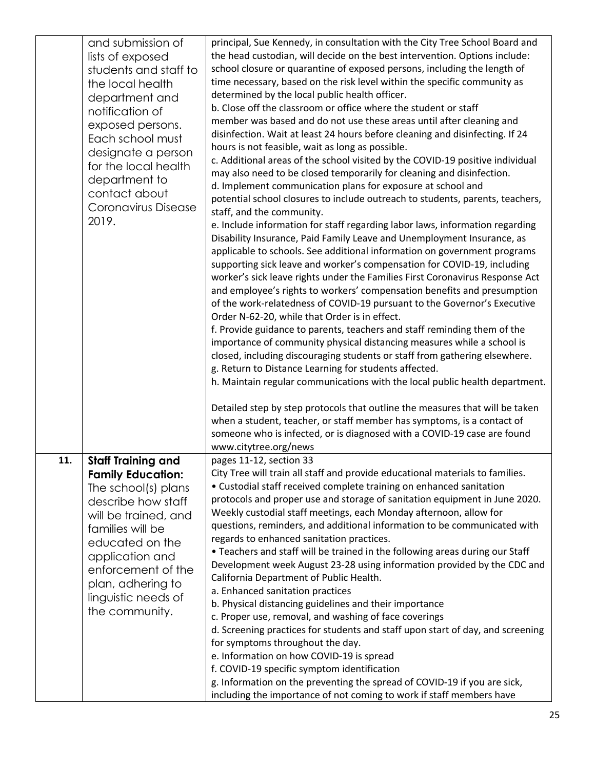| | | |
|---|---|---|
| | and submission of lists of exposed students and staff to the local health department and notification of exposed persons. Each school must designate a person for the local health department to contact about Coronavirus Disease 2019. | principal, Sue Kennedy, in consultation with the City Tree School Board and the head custodian, will decide on the best intervention. Options include: school closure or quarantine of exposed persons, including the length of time necessary, based on the risk level within the specific community as determined by the local public health officer.<br>b. Close off the classroom or office where the student or staff member was based and do not use these areas until after cleaning and disinfection. Wait at least 24 hours before cleaning and disinfecting. If 24 hours is not feasible, wait as long as possible.<br>c. Additional areas of the school visited by the COVID-19 positive individual may also need to be closed temporarily for cleaning and disinfection.<br>d. Implement communication plans for exposure at school and potential school closures to include outreach to students, parents, teachers, staff, and the community.<br>e. Include information for staff regarding labor laws, information regarding Disability Insurance, Paid Family Leave and Unemployment Insurance, as applicable to schools. See additional information on government programs supporting sick leave and worker's compensation for COVID-19, including worker's sick leave rights under the Families First Coronavirus Response Act and employee's rights to workers' compensation benefits and presumption of the work-relatedness of COVID-19 pursuant to the Governor's Executive Order N-62-20, while that Order is in effect.<br>f. Provide guidance to parents, teachers and staff reminding them of the importance of community physical distancing measures while a school is closed, including discouraging students or staff from gathering elsewhere.<br>g. Return to Distance Learning for students affected.<br>h. Maintain regular communications with the local public health department.<br><br>Detailed step by step protocols that outline the measures that will be taken when a student, teacher, or staff member has symptoms, is a contact of someone who is infected, or is diagnosed with a COVID-19 case are found www.citytree.org/news |
| **11.** | **Staff Training and Family Education:** The school(s) plans describe how staff will be trained, and families will be educated on the application and enforcement of the plan, adhering to linguistic needs of the community. | pages 11-12, section 33<br>City Tree will train all staff and provide educational materials to families.<br>• Custodial staff received complete training on enhanced sanitation protocols and proper use and storage of sanitation equipment in June 2020. Weekly custodial staff meetings, each Monday afternoon, allow for questions, reminders, and additional information to be communicated with regards to enhanced sanitation practices.<br>• Teachers and staff will be trained in the following areas during our Staff Development week August 23-28 using information provided by the CDC and California Department of Public Health.<br>a. Enhanced sanitation practices<br>b. Physical distancing guidelines and their importance<br>c. Proper use, removal, and washing of face coverings<br>d. Screening practices for students and staff upon start of day, and screening for symptoms throughout the day.<br>e. Information on how COVID-19 is spread<br>f. COVID-19 specific symptom identification<br>g. Information on the preventing the spread of COVID-19 if you are sick, including the importance of not coming to work if staff members have |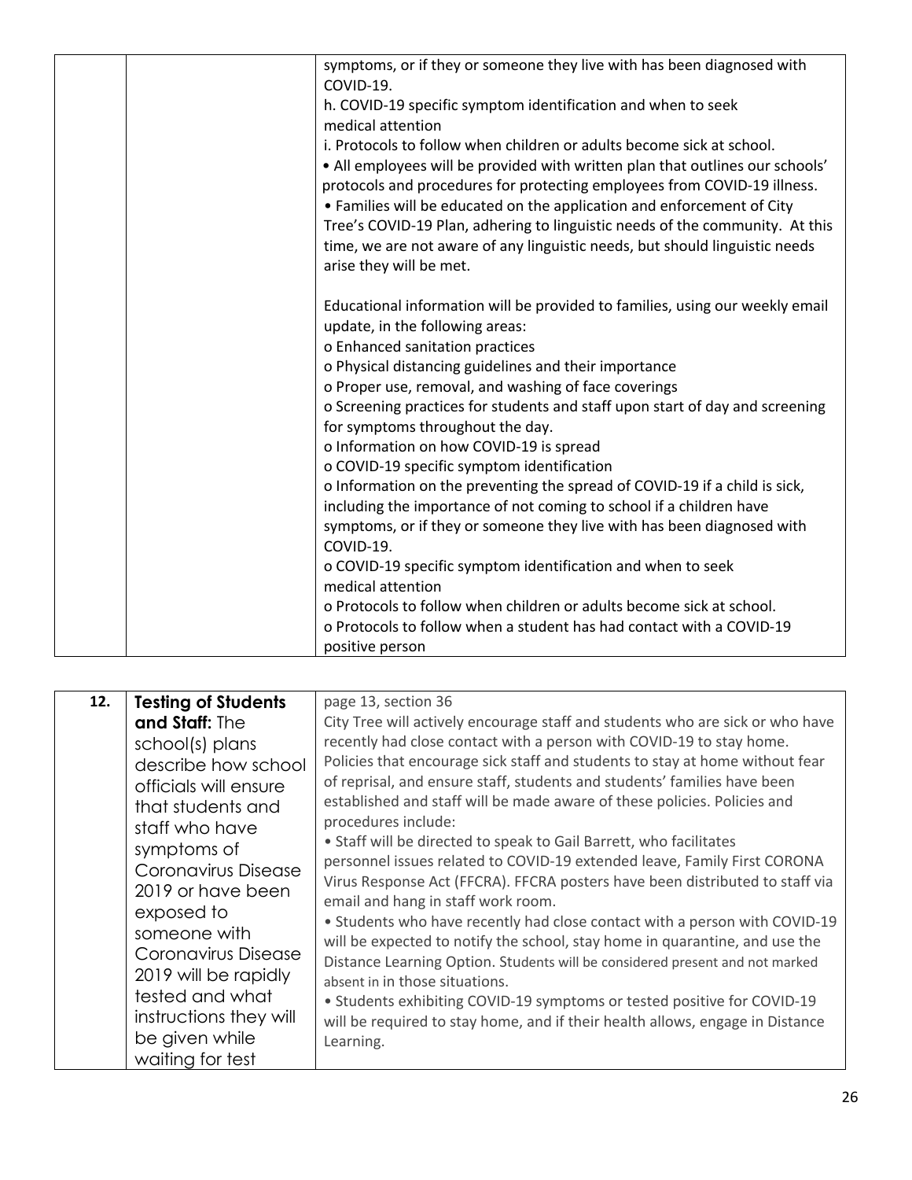| | | |
|---|---|---|
| | | symptoms, or if they or someone they live with has been diagnosed with COVID-19.<br>h. COVID-19 specific symptom identification and when to seek medical attention<br>i. Protocols to follow when children or adults become sick at school.<br>• All employees will be provided with written plan that outlines our schools' protocols and procedures for protecting employees from COVID-19 illness.<br>• Families will be educated on the application and enforcement of City Tree's COVID-19 Plan, adhering to linguistic needs of the community. At this time, we are not aware of any linguistic needs, but should linguistic needs arise they will be met.<br><br>Educational information will be provided to families, using our weekly email update, in the following areas:<br>o Enhanced sanitation practices<br>o Physical distancing guidelines and their importance<br>o Proper use, removal, and washing of face coverings<br>o Screening practices for students and staff upon start of day and screening for symptoms throughout the day.<br>o Information on how COVID-19 is spread<br>o COVID-19 specific symptom identification<br>o Information on the preventing the spread of COVID-19 if a child is sick, including the importance of not coming to school if a children have symptoms, or if they or someone they live with has been diagnosed with COVID-19.<br>o COVID-19 specific symptom identification and when to seek medical attention<br>o Protocols to follow when children or adults become sick at school.<br>o Protocols to follow when a student has had contact with a COVID-19 positive person |

| | | |
|---|---|---|
| **12.** | **Testing of Students and Staff:** The school(s) plans describe how school officials will ensure that students and staff who have symptoms of Coronavirus Disease 2019 or have been exposed to someone with Coronavirus Disease 2019 will be rapidly tested and what instructions they will be given while waiting for test | page 13, section 36<br>City Tree will actively encourage staff and students who are sick or who have recently had close contact with a person with COVID-19 to stay home. Policies that encourage sick staff and students to stay at home without fear of reprisal, and ensure staff, students and students' families have been established and staff will be made aware of these policies. Policies and procedures include:<br>• Staff will be directed to speak to Gail Barrett, who facilitates personnel issues related to COVID-19 extended leave, Family First CORONA Virus Response Act (FFCRA). FFCRA posters have been distributed to staff via email and hang in staff work room.<br>• Students who have recently had close contact with a person with COVID-19 will be expected to notify the school, stay home in quarantine, and use the Distance Learning Option. Students will be considered present and not marked absent in in those situations.<br>• Students exhibiting COVID-19 symptoms or tested positive for COVID-19 will be required to stay home, and if their health allows, engage in Distance Learning. |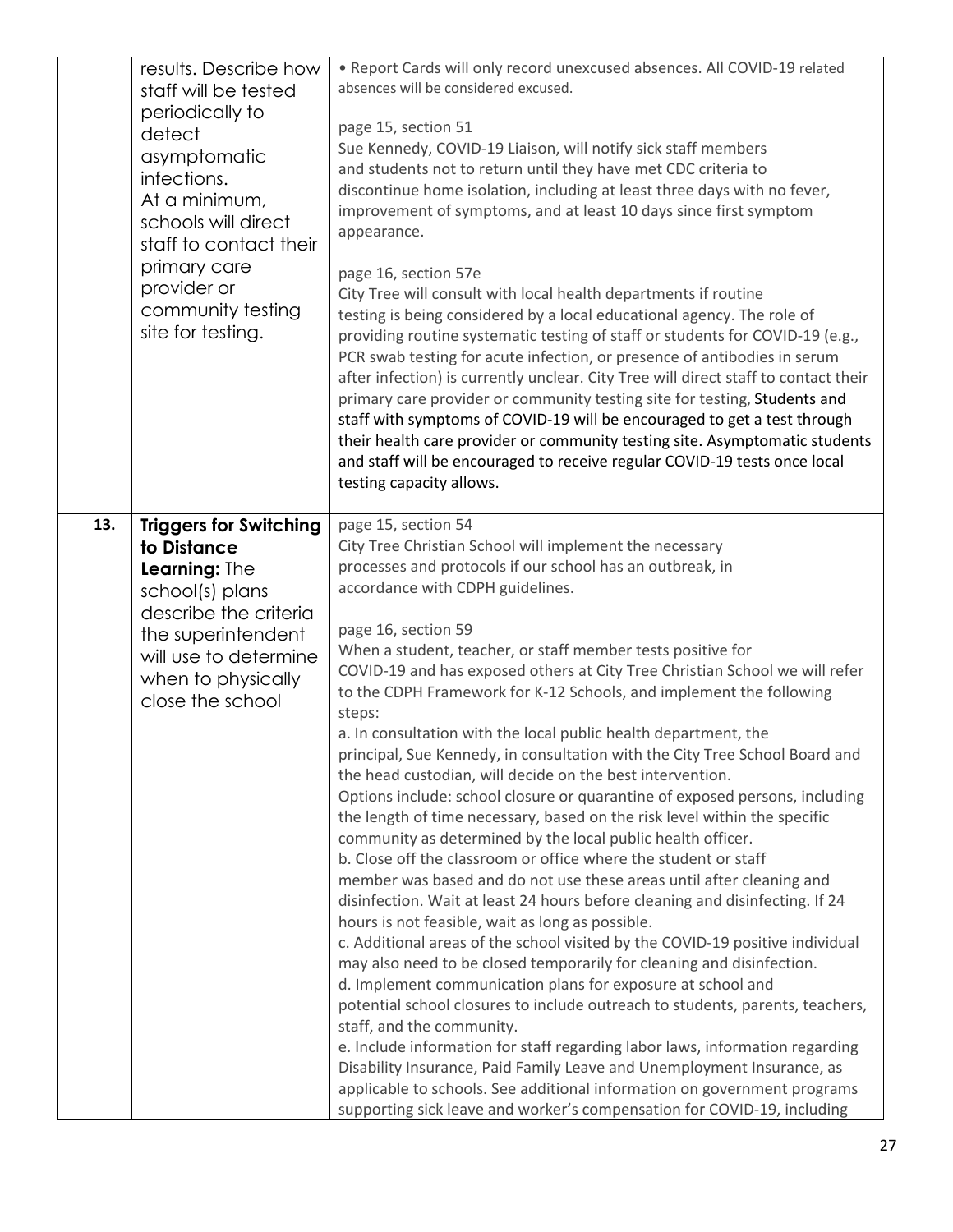|  |  |  |
|---|---|---|
|  | results. Describe how staff will be tested periodically to detect asymptomatic infections.<br>At a minimum, schools will direct staff to contact their primary care provider or community testing site for testing. | • Report Cards will only record unexcused absences. All COVID-19 related absences will be considered excused.<br><br>page 15, section 51<br>Sue Kennedy, COVID-19 Liaison, will notify sick staff members and students not to return until they have met CDC criteria to discontinue home isolation, including at least three days with no fever, improvement of symptoms, and at least 10 days since first symptom appearance.<br><br>page 16, section 57e<br>City Tree will consult with local health departments if routine testing is being considered by a local educational agency. The role of providing routine systematic testing of staff or students for COVID-19 (e.g., PCR swab testing for acute infection, or presence of antibodies in serum after infection) is currently unclear. City Tree will direct staff to contact their primary care provider or community testing site for testing, Students and staff with symptoms of COVID-19 will be encouraged to get a test through their health care provider or community testing site. Asymptomatic students and staff will be encouraged to receive regular COVID-19 tests once local testing capacity allows. |
| **13.** | **Triggers for Switching to Distance Learning:** The school(s) plans describe the criteria the superintendent will use to determine when to physically close the school | page 15, section 54<br>City Tree Christian School will implement the necessary processes and protocols if our school has an outbreak, in accordance with CDPH guidelines.<br><br>page 16, section 59<br>When a student, teacher, or staff member tests positive for COVID-19 and has exposed others at City Tree Christian School we will refer to the CDPH Framework for K-12 Schools, and implement the following steps:<br>a. In consultation with the local public health department, the principal, Sue Kennedy, in consultation with the City Tree School Board and the head custodian, will decide on the best intervention.<br>Options include: school closure or quarantine of exposed persons, including the length of time necessary, based on the risk level within the specific community as determined by the local public health officer.<br>b. Close off the classroom or office where the student or staff member was based and do not use these areas until after cleaning and disinfection. Wait at least 24 hours before cleaning and disinfecting. If 24 hours is not feasible, wait as long as possible.<br>c. Additional areas of the school visited by the COVID-19 positive individual may also need to be closed temporarily for cleaning and disinfection.<br>d. Implement communication plans for exposure at school and potential school closures to include outreach to students, parents, teachers, staff, and the community.<br>e. Include information for staff regarding labor laws, information regarding Disability Insurance, Paid Family Leave and Unemployment Insurance, as applicable to schools. See additional information on government programs supporting sick leave and worker's compensation for COVID-19, including |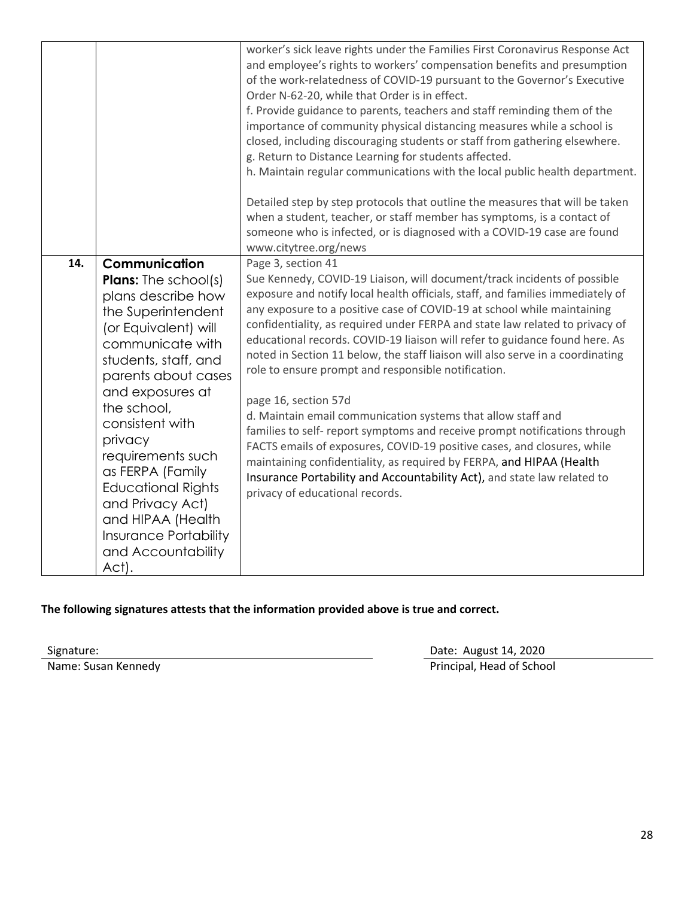| | | |
|---|---|---|
| | | worker's sick leave rights under the Families First Coronavirus Response Act and employee's rights to workers' compensation benefits and presumption of the work-relatedness of COVID-19 pursuant to the Governor's Executive Order N-62-20, while that Order is in effect.<br>f. Provide guidance to parents, teachers and staff reminding them of the importance of community physical distancing measures while a school is closed, including discouraging students or staff from gathering elsewhere.<br>g. Return to Distance Learning for students affected.<br>h. Maintain regular communications with the local public health department.<br><br>Detailed step by step protocols that outline the measures that will be taken when a student, teacher, or staff member has symptoms, is a contact of someone who is infected, or is diagnosed with a COVID-19 case are found www.citytree.org/news |
| **14.** | **Communication Plans:** The school(s) plans describe how the Superintendent (or Equivalent) will communicate with students, staff, and parents about cases and exposures at the school, consistent with privacy requirements such as FERPA (Family Educational Rights and Privacy Act) and HIPAA (Health Insurance Portability and Accountability Act). | Page 3, section 41<br>Sue Kennedy, COVID-19 Liaison, will document/track incidents of possible exposure and notify local health officials, staff, and families immediately of any exposure to a positive case of COVID-19 at school while maintaining confidentiality, as required under FERPA and state law related to privacy of educational records. COVID-19 liaison will refer to guidance found here. As noted in Section 11 below, the staff liaison will also serve in a coordinating role to ensure prompt and responsible notification.<br><br>page 16, section 57d<br>d. Maintain email communication systems that allow staff and families to self- report symptoms and receive prompt notifications through FACTS emails of exposures, COVID-19 positive cases, and closures, while maintaining confidentiality, as required by FERPA, and HIPAA (Health Insurance Portability and Accountability Act), and state law related to privacy of educational records. |

**The following signatures attests that the information provided above is true and correct.**

Signature: ______________________ Date: August 14, 2020

Name: Susan Kennedy Principal, Head of School